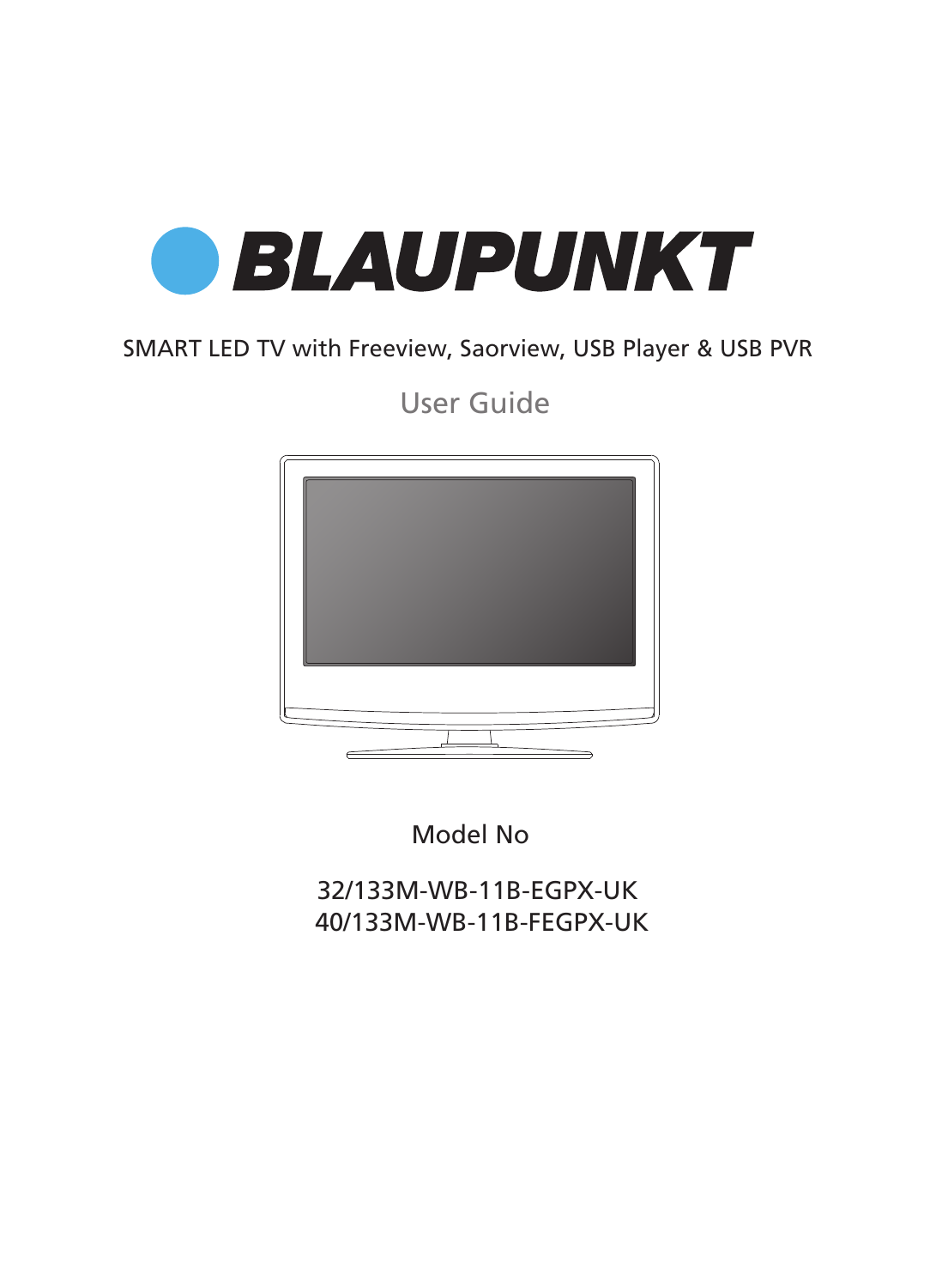# BLAUPUNKT

SMART LED TV with Freeview, Saorview, USB Player & USB PVR

## User Guide

Model No

32/133M-WB-11B-EGPX-UK
40/133M-WB-11B-FEGPX-UK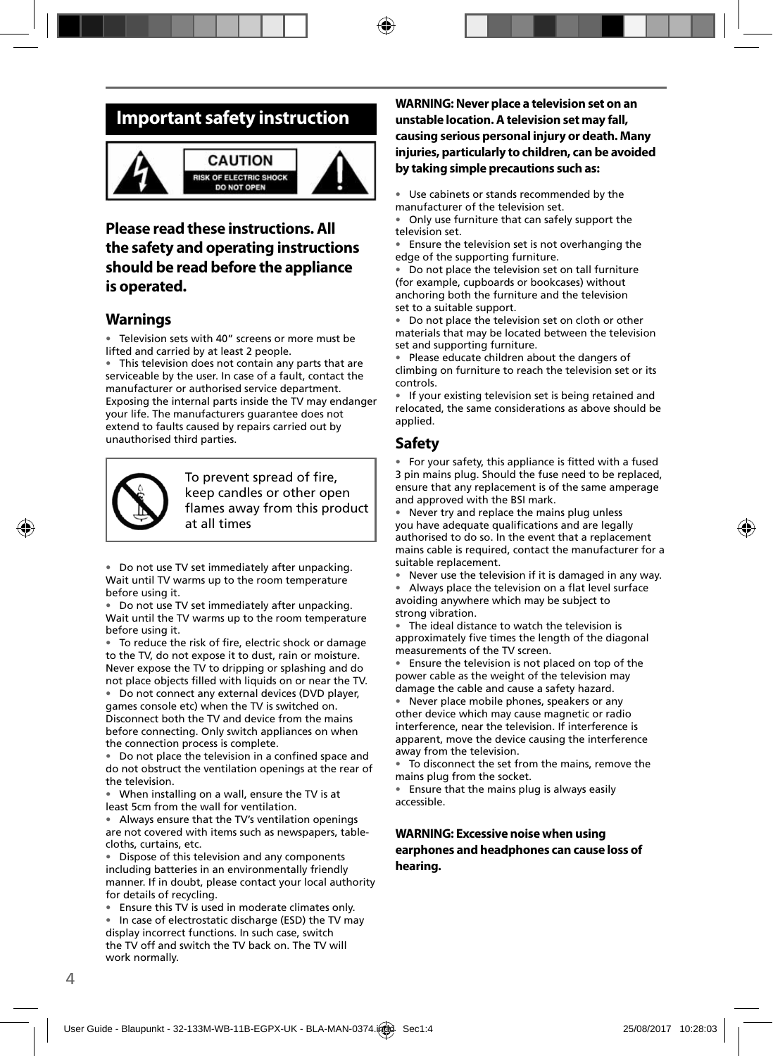## Important safety instruction

CAUTION
RISK OF ELECTRIC SHOCK
DO NOT OPEN

### Please read these instructions. All the safety and operating instructions should be read before the appliance is operated.

### Warnings

- Television sets with 40" screens or more must be lifted and carried by at least 2 people.
- This television does not contain any parts that are serviceable by the user. In case of a fault, contact the manufacturer or authorised service department. Exposing the internal parts inside the TV may endanger your life. The manufacturers guarantee does not extend to faults caused by repairs carried out by unauthorised third parties.

To prevent spread of fire, keep candles or other open flames away from this product at all times

- Do not use TV set immediately after unpacking. Wait until TV warms up to the room temperature before using it.
- Do not use TV set immediately after unpacking. Wait until the TV warms up to the room temperature before using it.
- To reduce the risk of fire, electric shock or damage to the TV, do not expose it to dust, rain or moisture. Never expose the TV to dripping or splashing and do not place objects filled with liquids on or near the TV.
- Do not connect any external devices (DVD player, games console etc) when the TV is switched on. Disconnect both the TV and device from the mains before connecting. Only switch appliances on when the connection process is complete.
- Do not place the television in a confined space and do not obstruct the ventilation openings at the rear of the television.
- When installing on a wall, ensure the TV is at least 5cm from the wall for ventilation.
- Always ensure that the TV's ventilation openings are not covered with items such as newspapers, table-cloths, curtains, etc.
- Dispose of this television and any components including batteries in an environmentally friendly manner. If in doubt, please contact your local authority for details of recycling.
- Ensure this TV is used in moderate climates only.
- In case of electrostatic discharge (ESD) the TV may display incorrect functions. In such case, switch the TV off and switch the TV back on. The TV will work normally.

**WARNING: Never place a television set on an unstable location. A television set may fall, causing serious personal injury or death. Many injuries, particularly to children, can be avoided by taking simple precautions such as:**

- Use cabinets or stands recommended by the manufacturer of the television set.
- Only use furniture that can safely support the television set.
- Ensure the television set is not overhanging the edge of the supporting furniture.
- Do not place the television set on tall furniture (for example, cupboards or bookcases) without anchoring both the furniture and the television set to a suitable support.
- Do not place the television set on cloth or other materials that may be located between the television set and supporting furniture.
- Please educate children about the dangers of climbing on furniture to reach the television set or its controls.
- If your existing television set is being retained and relocated, the same considerations as above should be applied.

### Safety

- For your safety, this appliance is fitted with a fused 3 pin mains plug. Should the fuse need to be replaced, ensure that any replacement is of the same amperage and approved with the BSI mark.
- Never try and replace the mains plug unless you have adequate qualifications and are legally authorised to do so. In the event that a replacement mains cable is required, contact the manufacturer for a suitable replacement.
- Never use the television if it is damaged in any way.
- Always place the television on a flat level surface avoiding anywhere which may be subject to strong vibration.
- The ideal distance to watch the television is approximately five times the length of the diagonal measurements of the TV screen.
- Ensure the television is not placed on top of the power cable as the weight of the television may damage the cable and cause a safety hazard.
- Never place mobile phones, speakers or any other device which may cause magnetic or radio interference, near the television. If interference is apparent, move the device causing the interference away from the television.
- To disconnect the set from the mains, remove the mains plug from the socket.
- Ensure that the mains plug is always easily accessible.

**WARNING: Excessive noise when using earphones and headphones can cause loss of hearing.**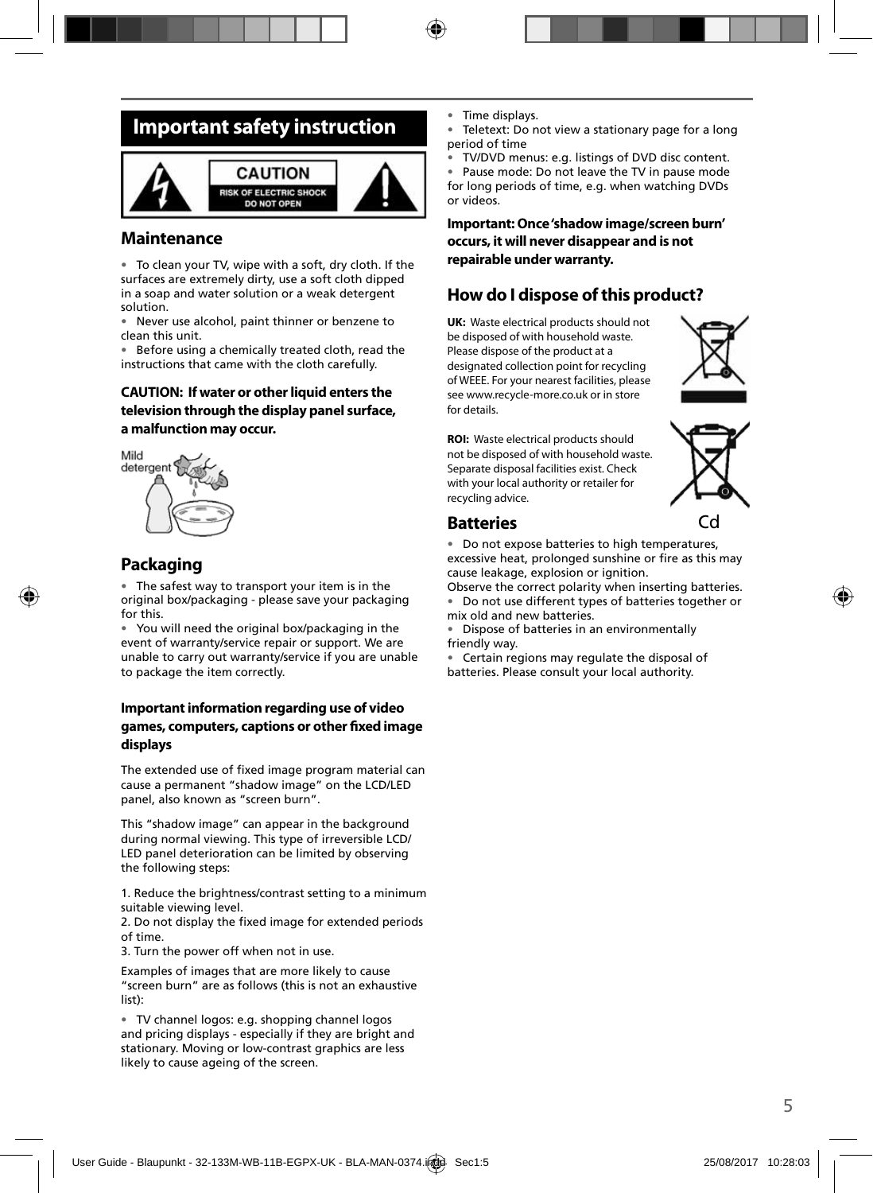# Important safety instruction

**CAUTION**
RISK OF ELECTRIC SHOCK
DO NOT OPEN

## Maintenance

- To clean your TV, wipe with a soft, dry cloth. If the surfaces are extremely dirty, use a soft cloth dipped in a soap and water solution or a weak detergent solution.
- Never use alcohol, paint thinner or benzene to clean this unit.
- Before using a chemically treated cloth, read the instructions that came with the cloth carefully.

**CAUTION: If water or other liquid enters the television through the display panel surface, a malfunction may occur.**

Mild detergent

## Packaging

- The safest way to transport your item is in the original box/packaging - please save your packaging for this.
- You will need the original box/packaging in the event of warranty/service repair or support. We are unable to carry out warranty/service if you are unable to package the item correctly.

### Important information regarding use of video games, computers, captions or other fixed image displays

The extended use of fixed image program material can cause a permanent "shadow image" on the LCD/LED panel, also known as "screen burn".

This "shadow image" can appear in the background during normal viewing. This type of irreversible LCD/LED panel deterioration can be limited by observing the following steps:

1. Reduce the brightness/contrast setting to a minimum suitable viewing level.
2. Do not display the fixed image for extended periods of time.
3. Turn the power off when not in use.

Examples of images that are more likely to cause "screen burn" are as follows (this is not an exhaustive list):

- TV channel logos: e.g. shopping channel logos and pricing displays - especially if they are bright and stationary. Moving or low-contrast graphics are less likely to cause ageing of the screen.
- Time displays.
- Teletext: Do not view a stationary page for a long period of time
- TV/DVD menus: e.g. listings of DVD disc content.
- Pause mode: Do not leave the TV in pause mode for long periods of time, e.g. when watching DVDs or videos.

**Important: Once 'shadow image/screen burn' occurs, it will never disappear and is not repairable under warranty.**

## How do I dispose of this product?

**UK:** Waste electrical products should not be disposed of with household waste. Please dispose of the product at a designated collection point for recycling of WEEE. For your nearest facilities, please see www.recycle-more.co.uk or in store for details.

**ROI:** Waste electrical products should not be disposed of with household waste. Separate disposal facilities exist. Check with your local authority or retailer for recycling advice.

## Batteries

Cd

- Do not expose batteries to high temperatures, excessive heat, prolonged sunshine or fire as this may cause leakage, explosion or ignition.

Observe the correct polarity when inserting batteries.

- Do not use different types of batteries together or mix old and new batteries.
- Dispose of batteries in an environmentally friendly way.
- Certain regions may regulate the disposal of batteries. Please consult your local authority.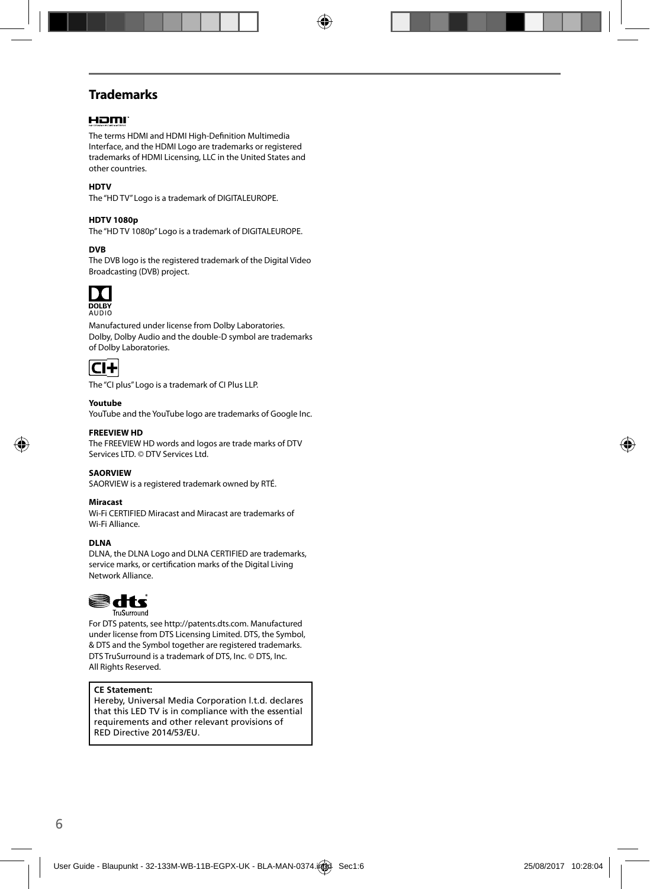## Trademarks

The terms HDMI and HDMI High-Definition Multimedia Interface, and the HDMI Logo are trademarks or registered trademarks of HDMI Licensing, LLC in the United States and other countries.

**HDTV**

The "HD TV" Logo is a trademark of DIGITALEUROPE.

**HDTV 1080p**

The "HD TV 1080p" Logo is a trademark of DIGITALEUROPE.

**DVB**

The DVB logo is the registered trademark of the Digital Video Broadcasting (DVB) project.

Manufactured under license from Dolby Laboratories. Dolby, Dolby Audio and the double-D symbol are trademarks of Dolby Laboratories.

The "CI plus" Logo is a trademark of CI Plus LLP.

**Youtube**

YouTube and the YouTube logo are trademarks of Google Inc.

**FREEVIEW HD**

The FREEVIEW HD words and logos are trade marks of DTV Services LTD. © DTV Services Ltd.

**SAORVIEW**

SAORVIEW is a registered trademark owned by RTÉ.

**Miracast**

Wi-Fi CERTIFIED Miracast and Miracast are trademarks of Wi-Fi Alliance.

**DLNA**

DLNA, the DLNA Logo and DLNA CERTIFIED are trademarks, service marks, or certification marks of the Digital Living Network Alliance.

For DTS patents, see http://patents.dts.com. Manufactured under license from DTS Licensing Limited. DTS, the Symbol, & DTS and the Symbol together are registered trademarks. DTS TruSurround is a trademark of DTS, Inc. © DTS, Inc. All Rights Reserved.

**CE Statement:**

Hereby, Universal Media Corporation l.t.d. declares that this LED TV is in compliance with the essential requirements and other relevant provisions of RED Directive 2014/53/EU.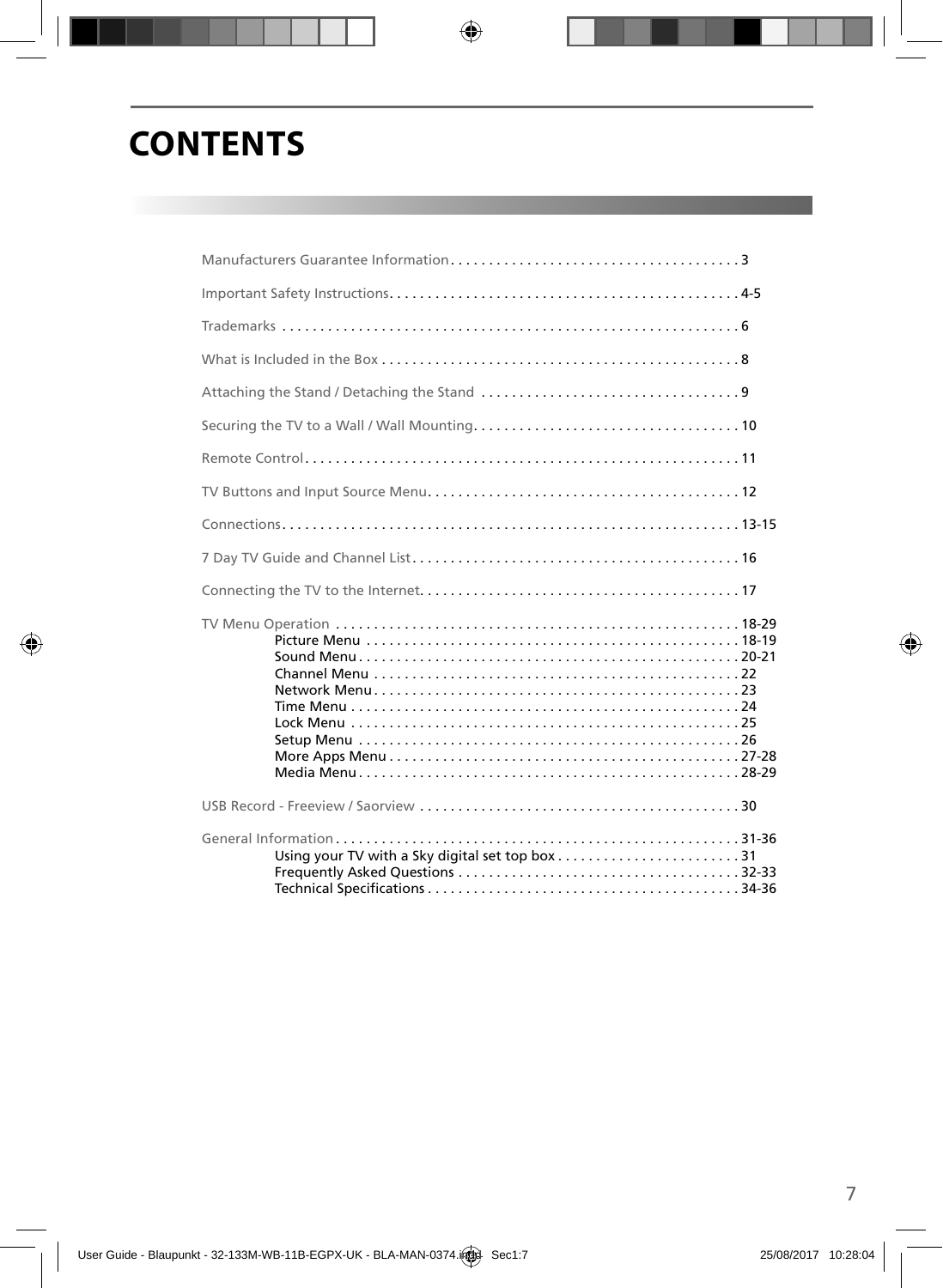# CONTENTS

Manufacturers Guarantee Information . . . . . . . . . . . . . . . . . . . . . . . . . . . . . . . . . . . . . 3

Important Safety Instructions . . . . . . . . . . . . . . . . . . . . . . . . . . . . . . . . . . . . . . . . . . . . 4-5

Trademarks . . . . . . . . . . . . . . . . . . . . . . . . . . . . . . . . . . . . . . . . . . . . . . . . . . . . . . . . . . . 6

What is Included in the Box . . . . . . . . . . . . . . . . . . . . . . . . . . . . . . . . . . . . . . . . . . . . . . 8

Attaching the Stand / Detaching the Stand . . . . . . . . . . . . . . . . . . . . . . . . . . . . . . . . . 9

Securing the TV to a Wall / Wall Mounting . . . . . . . . . . . . . . . . . . . . . . . . . . . . . . . . . . 10

Remote Control . . . . . . . . . . . . . . . . . . . . . . . . . . . . . . . . . . . . . . . . . . . . . . . . . . . . . . . . 11

TV Buttons and Input Source Menu . . . . . . . . . . . . . . . . . . . . . . . . . . . . . . . . . . . . . . . . 12

Connections . . . . . . . . . . . . . . . . . . . . . . . . . . . . . . . . . . . . . . . . . . . . . . . . . . . . . . . . . . . 13-15

7 Day TV Guide and Channel List . . . . . . . . . . . . . . . . . . . . . . . . . . . . . . . . . . . . . . . . . . 16

Connecting the TV to the Internet . . . . . . . . . . . . . . . . . . . . . . . . . . . . . . . . . . . . . . . . . . 17

TV Menu Operation . . . . . . . . . . . . . . . . . . . . . . . . . . . . . . . . . . . . . . . . . . . . . . . . . . . . . 18-29
- Picture Menu . . . . . . . . . . . . . . . . . . . . . . . . . . . . . . . . . . . . . . . . . . . . . . . . 18-19
- Sound Menu . . . . . . . . . . . . . . . . . . . . . . . . . . . . . . . . . . . . . . . . . . . . . . . . . 20-21
- Channel Menu . . . . . . . . . . . . . . . . . . . . . . . . . . . . . . . . . . . . . . . . . . . . . . . 22
- Network Menu . . . . . . . . . . . . . . . . . . . . . . . . . . . . . . . . . . . . . . . . . . . . . . . 23
- Time Menu . . . . . . . . . . . . . . . . . . . . . . . . . . . . . . . . . . . . . . . . . . . . . . . . . . 24
- Lock Menu . . . . . . . . . . . . . . . . . . . . . . . . . . . . . . . . . . . . . . . . . . . . . . . . . . 25
- Setup Menu . . . . . . . . . . . . . . . . . . . . . . . . . . . . . . . . . . . . . . . . . . . . . . . . . 26
- More Apps Menu . . . . . . . . . . . . . . . . . . . . . . . . . . . . . . . . . . . . . . . . . . . . . 27-28
- Media Menu . . . . . . . . . . . . . . . . . . . . . . . . . . . . . . . . . . . . . . . . . . . . . . . . . 28-29

USB Record - Freeview / Saorview . . . . . . . . . . . . . . . . . . . . . . . . . . . . . . . . . . . . . . . . . 30

General Information . . . . . . . . . . . . . . . . . . . . . . . . . . . . . . . . . . . . . . . . . . . . . . . . . . . . 31-36
- Using your TV with a Sky digital set top box . . . . . . . . . . . . . . . . . . . . . . . . 31
- Frequently Asked Questions . . . . . . . . . . . . . . . . . . . . . . . . . . . . . . . . . . . . 32-33
- Technical Specifications . . . . . . . . . . . . . . . . . . . . . . . . . . . . . . . . . . . . . . . . 34-36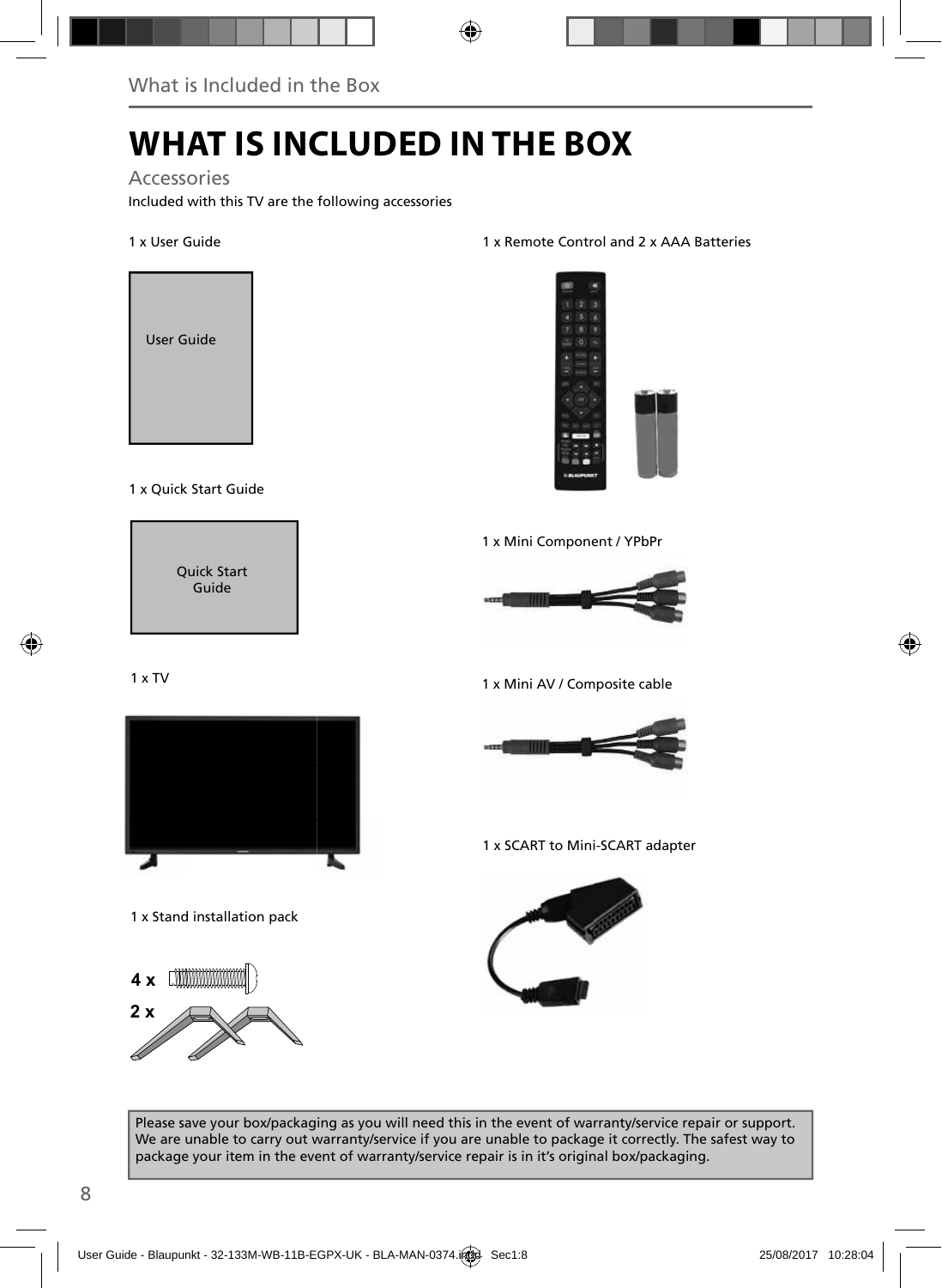# WHAT IS INCLUDED IN THE BOX

## Accessories

Included with this TV are the following accessories

1 x User Guide

User Guide

1 x Quick Start Guide

Quick Start Guide

1 x TV

1 x Stand installation pack

4 x

2 x

1 x Remote Control and 2 x AAA Batteries

1 x Mini Component / YPbPr

1 x Mini AV / Composite cable

1 x SCART to Mini-SCART adapter

Please save your box/packaging as you will need this in the event of warranty/service repair or support. We are unable to carry out warranty/service if you are unable to package it correctly. The safest way to package your item in the event of warranty/service repair is in it's original box/packaging.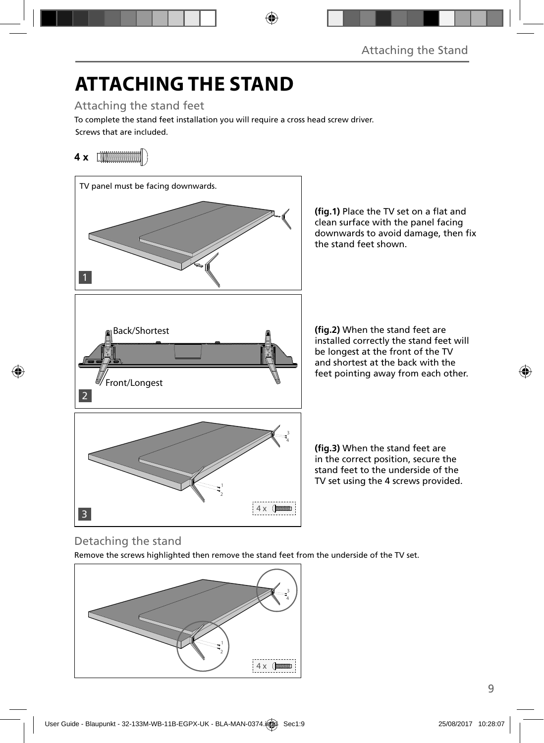# ATTACHING THE STAND

## Attaching the stand feet

To complete the stand feet installation you will require a cross head screw driver.

Screws that are included.

**4 x**

TV panel must be facing downwards.

**(fig.1)** Place the TV set on a flat and clean surface with the panel facing downwards to avoid damage, then fix the stand feet shown.

Back/Shortest

Front/Longest

**(fig.2)** When the stand feet are installed correctly the stand feet will be longest at the front of the TV and shortest at the back with the feet pointing away from each other.

4 x

**(fig.3)** When the stand feet are in the correct position, secure the stand feet to the underside of the TV set using the 4 screws provided.

## Detaching the stand

Remove the screws highlighted then remove the stand feet from the underside of the TV set.

4 x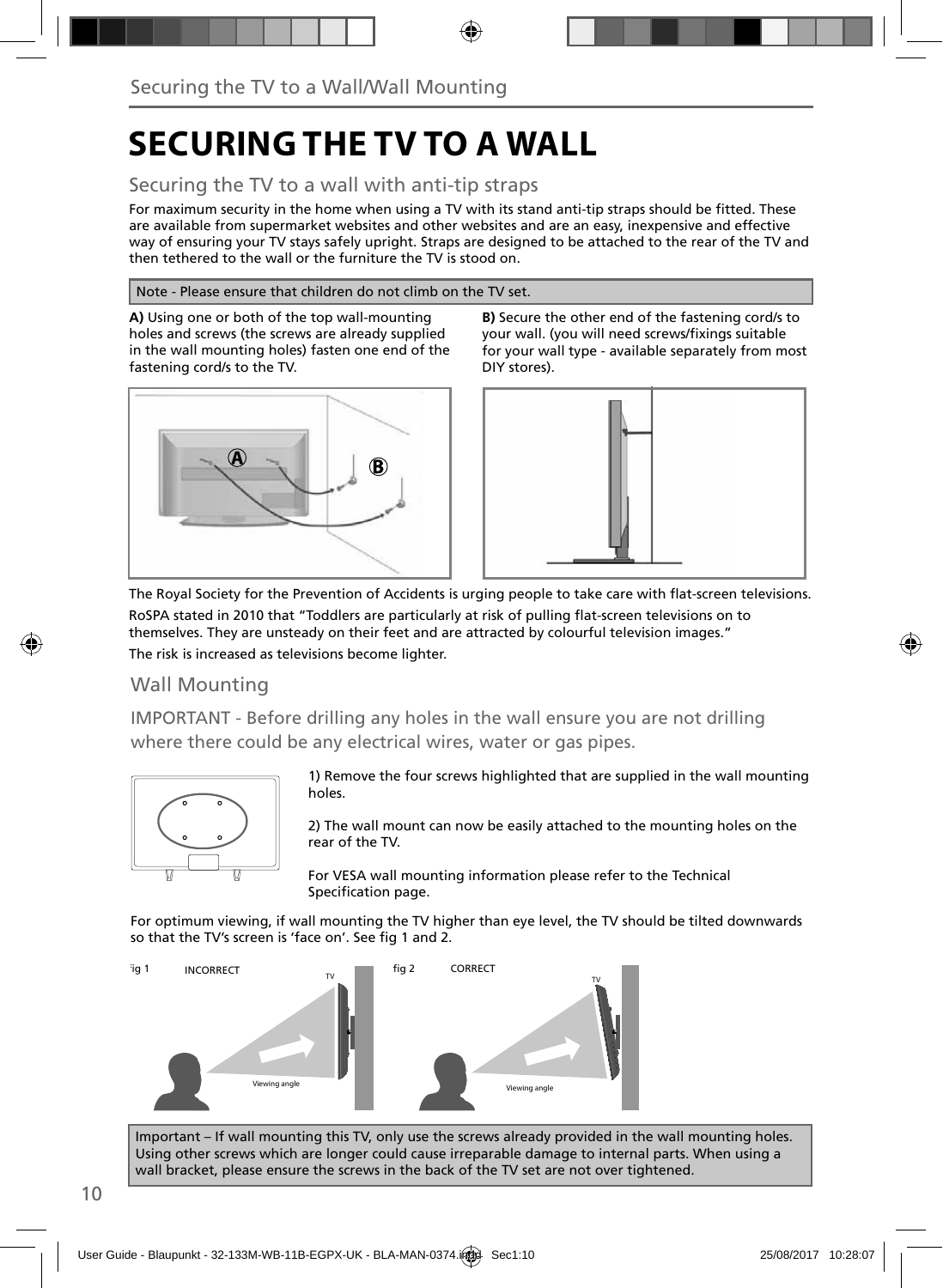# SECURING THE TV TO A WALL

## Securing the TV to a wall with anti-tip straps

For maximum security in the home when using a TV with its stand anti-tip straps should be fitted. These are available from supermarket websites and other websites and are an easy, inexpensive and effective way of ensuring your TV stays safely upright. Straps are designed to be attached to the rear of the TV and then tethered to the wall or the furniture the TV is stood on.

Note - Please ensure that children do not climb on the TV set.

**A)** Using one or both of the top wall-mounting holes and screws (the screws are already supplied in the wall mounting holes) fasten one end of the fastening cord/s to the TV.

**B)** Secure the other end of the fastening cord/s to your wall. (you will need screws/fixings suitable for your wall type - available separately from most DIY stores).

The Royal Society for the Prevention of Accidents is urging people to take care with flat-screen televisions.

RoSPA stated in 2010 that “Toddlers are particularly at risk of pulling flat-screen televisions on to themselves. They are unsteady on their feet and are attracted by colourful television images.”

The risk is increased as televisions become lighter.

## Wall Mounting

IMPORTANT - Before drilling any holes in the wall ensure you are not drilling where there could be any electrical wires, water or gas pipes.

1) Remove the four screws highlighted that are supplied in the wall mounting holes.

2) The wall mount can now be easily attached to the mounting holes on the rear of the TV.

For VESA wall mounting information please refer to the Technical Specification page.

For optimum viewing, if wall mounting the TV higher than eye level, the TV should be tilted downwards so that the TV’s screen is ‘face on’. See fig 1 and 2.

fig 1 INCORRECT

fig 2 CORRECT

Important – If wall mounting this TV, only use the screws already provided in the wall mounting holes. Using other screws which are longer could cause irreparable damage to internal parts. When using a wall bracket, please ensure the screws in the back of the TV set are not over tightened.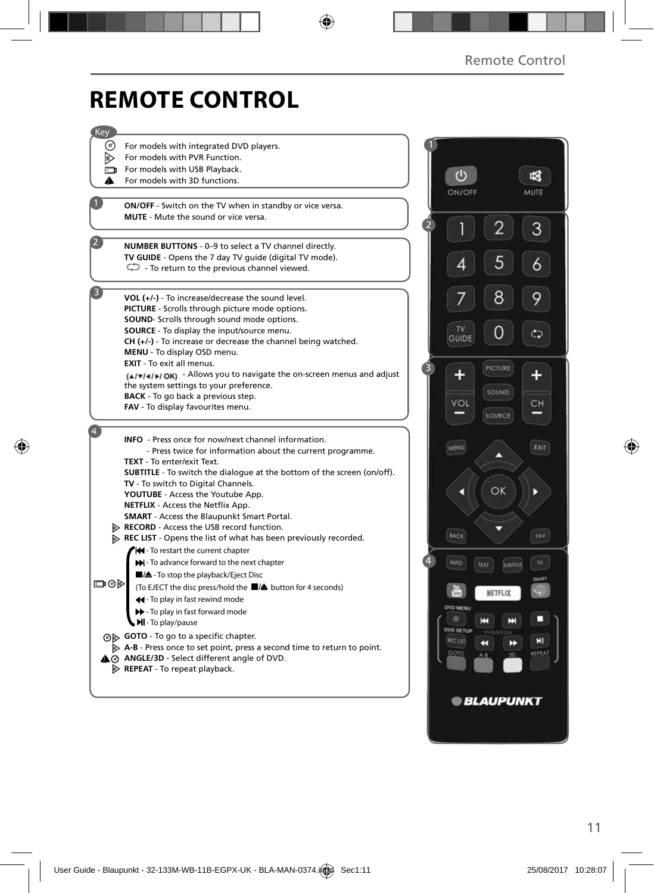# REMOTE CONTROL

**Key**

- For models with integrated DVD players.
- For models with PVR Function.
- For models with USB Playback.
- For models with 3D functions.

**1**

**ON/OFF** - Switch on the TV when in standby or vice versa.
**MUTE** - Mute the sound or vice versa.

**2**

**NUMBER BUTTONS** - 0–9 to select a TV channel directly.
**TV GUIDE** - Opens the 7 day TV guide (digital TV mode).
⟲ - To return to the previous channel viewed.

**3**

**VOL (+/-)** - To increase/decrease the sound level.
**PICTURE** - Scrolls through picture mode options.
**SOUND**- Scrolls through sound mode options.
**SOURCE** - To display the input/source menu.
**CH (+/-)** - To increase or decrease the channel being watched.
**MENU** - To display OSD menu.
**EXIT** - To exit all menus.
(▲/▼/◄/►/ OK) - Allows you to navigate the on-screen menus and adjust the system settings to your preference.
**BACK** - To go back a previous step.
**FAV** - To display favourites menu.

**4**

**INFO** - Press once for now/next channel information.
- Press twice for information about the current programme.

**TEXT** - To enter/exit Text.
**SUBTITLE** - To switch the dialogue at the bottom of the screen (on/off).
**TV** - To switch to Digital Channels.
**YOUTUBE** - Access the Youtube App.
**NETFLIX** - Access the Netflix App.
**SMART** - Access the Blaupunkt Smart Portal.
**RECORD** - Access the USB record function.
**REC LIST** - Opens the list of what has been previously recorded.

- ⏮ - To restart the current chapter
- ⏭ - To advance forward to the next chapter
- ■/⏏ - To stop the playback/Eject Disc
  (To EJECT the disc press/hold the ■/⏏ button for 4 seconds)
- ◄◄ - To play in fast rewind mode
- ►► - To play in fast forward mode
- ►II - To play/pause

**GOTO** - To go to a specific chapter.
**A-B** - Press once to set point, press a second time to return to point.
**ANGLE/3D** - Select different angle of DVD.
**REPEAT** - To repeat playback.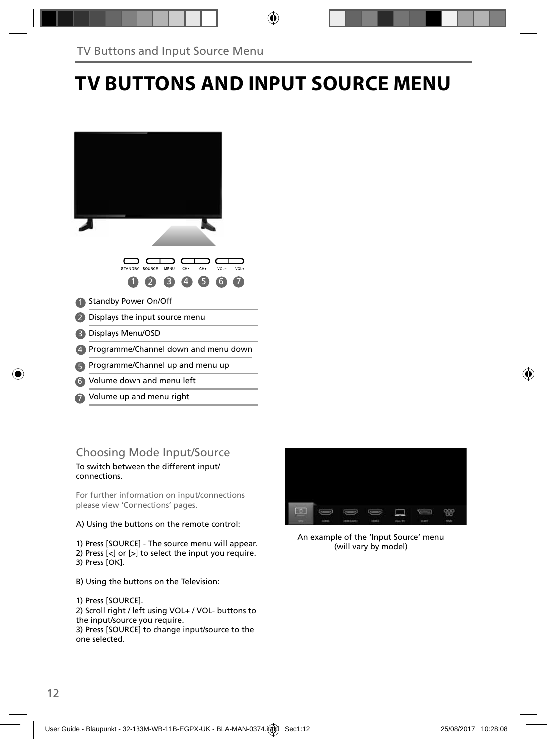# TV BUTTONS AND INPUT SOURCE MENU

STANDBY SOURCE MENU CH- CH+ VOL- VOL+

1. Standby Power On/Off
2. Displays the input source menu
3. Displays Menu/OSD
4. Programme/Channel down and menu down
5. Programme/Channel up and menu up
6. Volume down and menu left
7. Volume up and menu right

## Choosing Mode Input/Source

To switch between the different input/ connections.

For further information on input/connections please view 'Connections' pages.

A) Using the buttons on the remote control:

1) Press [SOURCE] - The source menu will appear.
2) Press [<] or [>] to select the input you require.
3) Press [OK].

B) Using the buttons on the Television:

1) Press [SOURCE].
2) Scroll right / left using VOL+ / VOL- buttons to the input/source you require.
3) Press [SOURCE] to change input/source to the one selected.

An example of the 'Input Source' menu (will vary by model)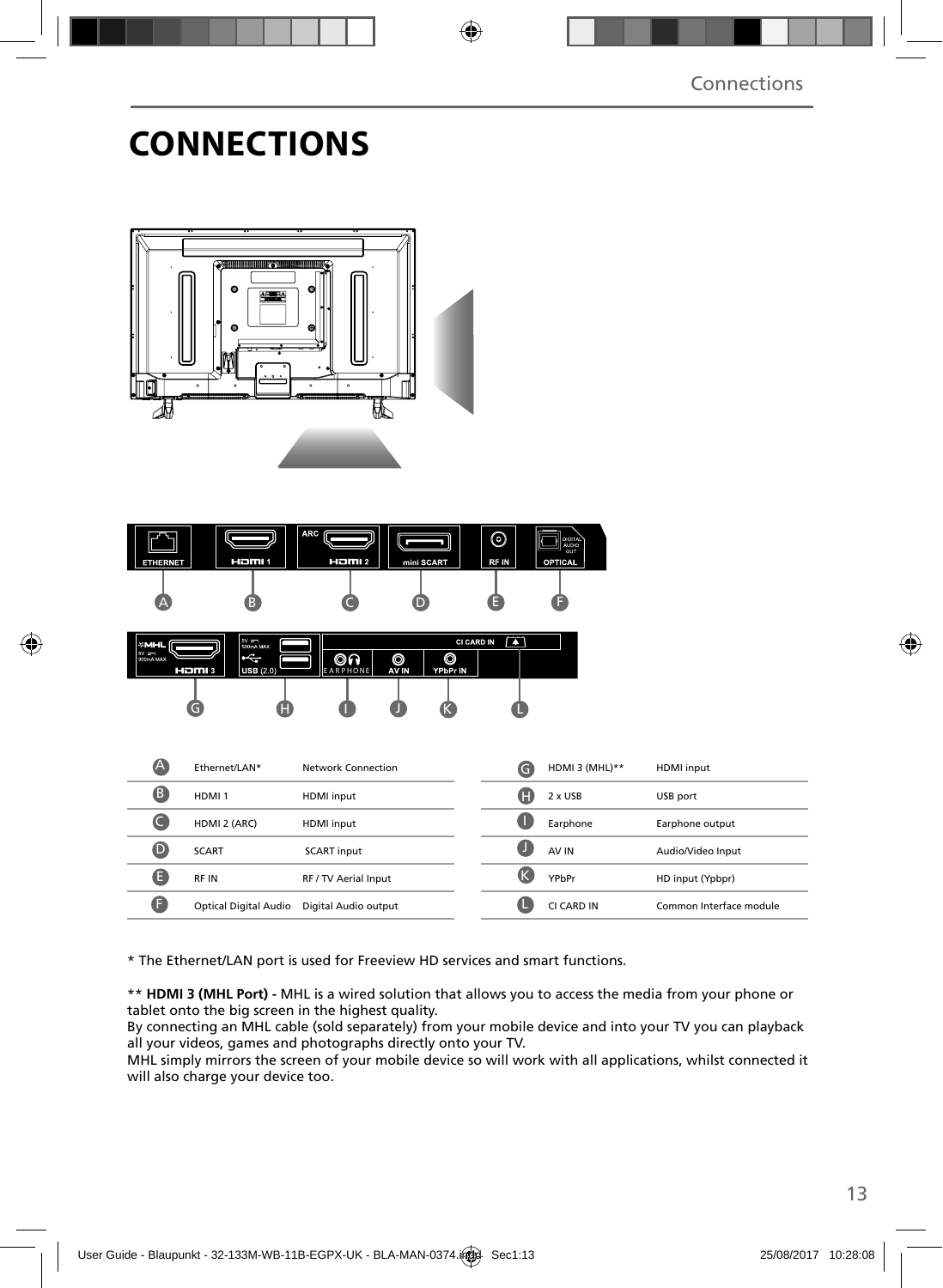# CONNECTIONS

| | | | | | | |
|---|---|---|---|---|---|---|
| A | Ethernet/LAN* | Network Connection | | G | HDMI 3 (MHL)** | HDMI input |
| B | HDMI 1 | HDMI input | | H | 2 x USB | USB port |
| C | HDMI 2 (ARC) | HDMI input | | I | Earphone | Earphone output |
| D | SCART | SCART input | | J | AV IN | Audio/Video Input |
| E | RF IN | RF / TV Aerial Input | | K | YPbPr | HD input (Ypbpr) |
| F | Optical Digital Audio | Digital Audio output | | L | CI CARD IN | Common Interface module |

* The Ethernet/LAN port is used for Freeview HD services and smart functions.

** **HDMI 3 (MHL Port) -** MHL is a wired solution that allows you to access the media from your phone or tablet onto the big screen in the highest quality.
By connecting an MHL cable (sold separately) from your mobile device and into your TV you can playback all your videos, games and photographs directly onto your TV.
MHL simply mirrors the screen of your mobile device so will work with all applications, whilst connected it will also charge your device too.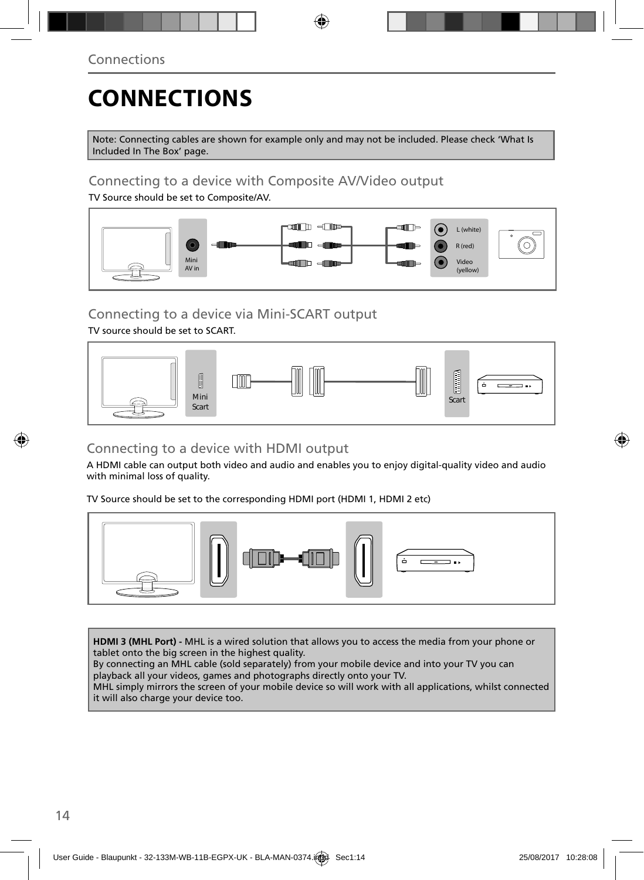# CONNECTIONS

Note: Connecting cables are shown for example only and may not be included. Please check 'What Is Included In The Box' page.

## Connecting to a device with Composite AV/Video output

TV Source should be set to Composite/AV.

Mini AV in

L (white)

R (red)

Video (yellow)

## Connecting to a device via Mini-SCART output

TV source should be set to SCART.

Mini Scart

Scart

## Connecting to a device with HDMI output

A HDMI cable can output both video and audio and enables you to enjoy digital-quality video and audio with minimal loss of quality.

TV Source should be set to the corresponding HDMI port (HDMI 1, HDMI 2 etc)

**HDMI 3 (MHL Port) -** MHL is a wired solution that allows you to access the media from your phone or tablet onto the big screen in the highest quality.
By connecting an MHL cable (sold separately) from your mobile device and into your TV you can playback all your videos, games and photographs directly onto your TV.
MHL simply mirrors the screen of your mobile device so will work with all applications, whilst connected it will also charge your device too.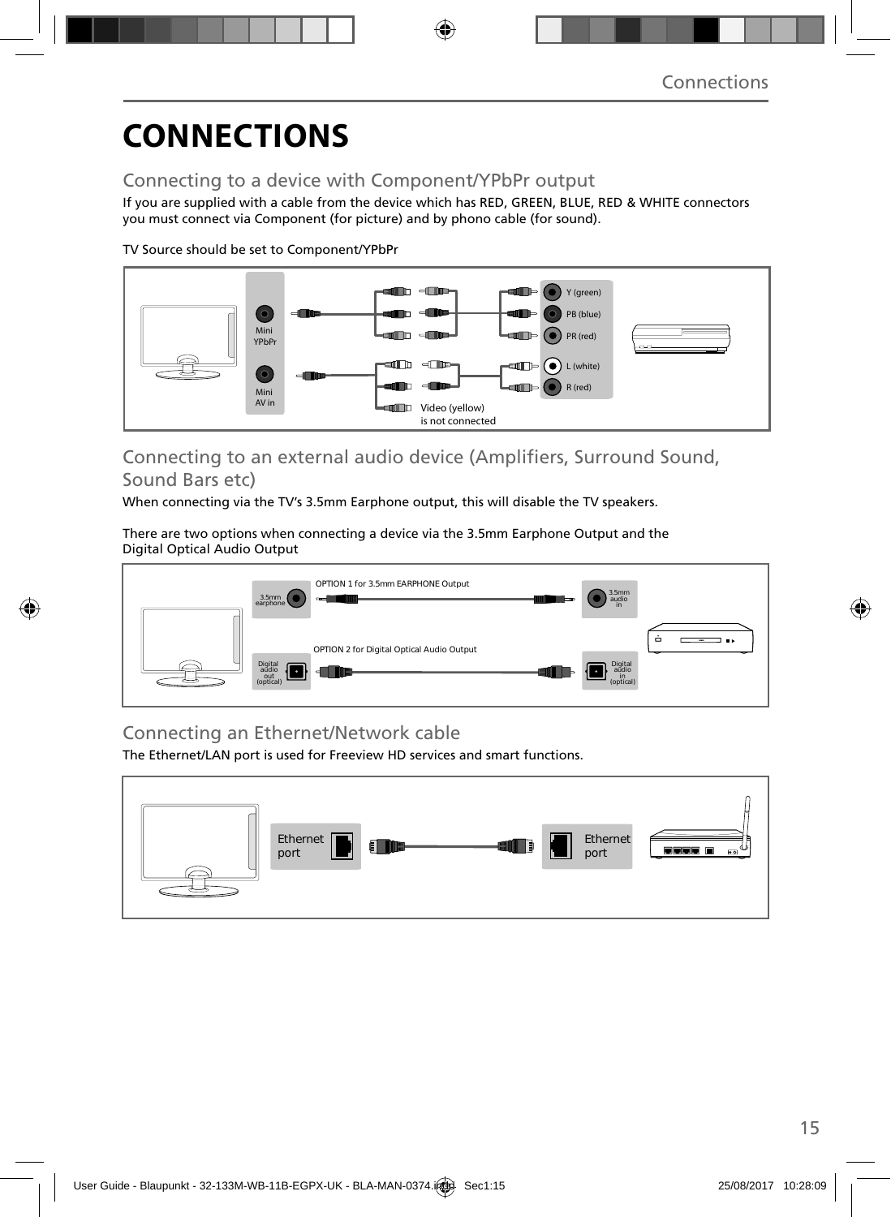# CONNECTIONS

## Connecting to a device with Component/YPbPr output

If you are supplied with a cable from the device which has RED, GREEN, BLUE, RED & WHITE connectors you must connect via Component (for picture) and by phono cable (for sound).

TV Source should be set to Component/YPbPr

Mini YPbPr

Mini AV in

Y (green)

PB (blue)

PR (red)

L (white)

R (red)

Video (yellow) is not connected

## Connecting to an external audio device (Amplifiers, Surround Sound, Sound Bars etc)

When connecting via the TV's 3.5mm Earphone output, this will disable the TV speakers.

There are two options when connecting a device via the 3.5mm Earphone Output and the Digital Optical Audio Output

OPTION 1 for 3.5mm EARPHONE Output

3.5mm earphone

3.5mm audio in

OPTION 2 for Digital Optical Audio Output

Digital audio out (optical)

Digital audio in (optical)

## Connecting an Ethernet/Network cable

The Ethernet/LAN port is used for Freeview HD services and smart functions.

Ethernet port

Ethernet port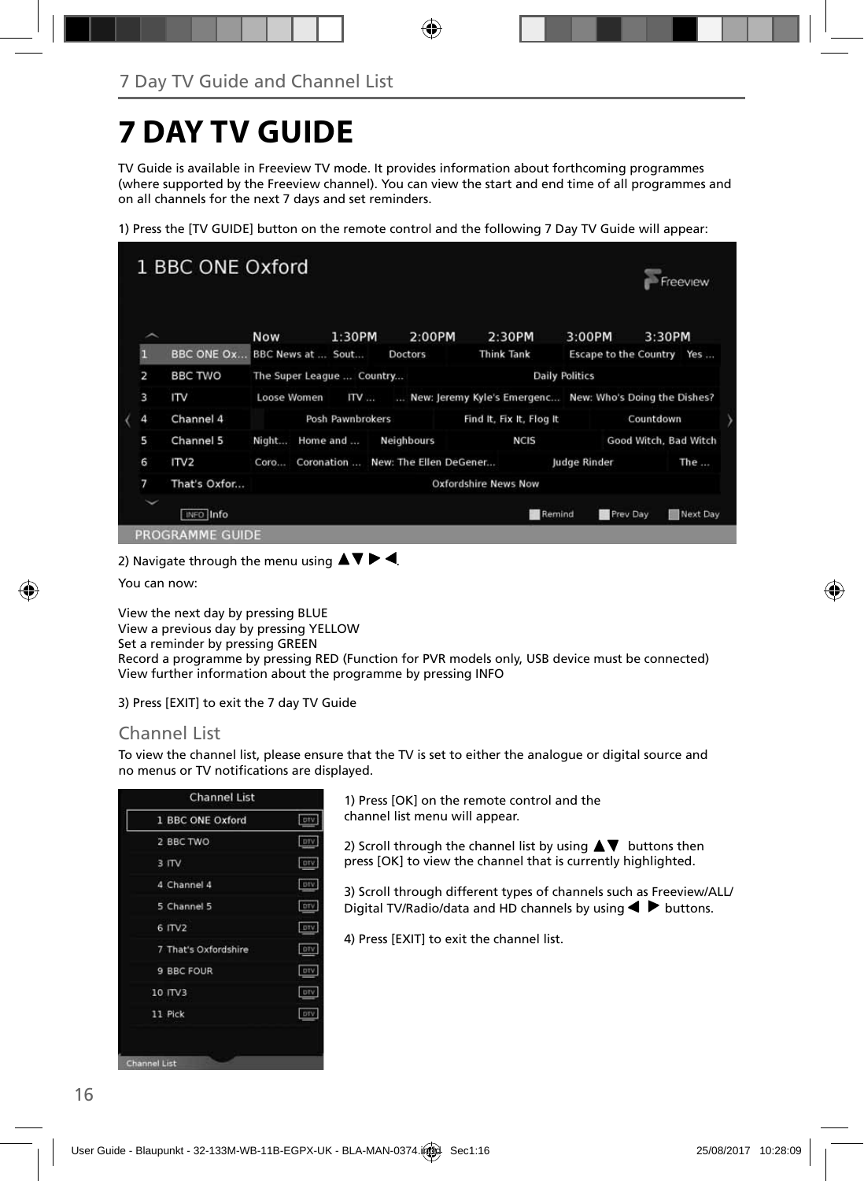# 7 DAY TV GUIDE

TV Guide is available in Freeview TV mode. It provides information about forthcoming programmes (where supported by the Freeview channel). You can view the start and end time of all programmes and on all channels for the next 7 days and set reminders.

1) Press the [TV GUIDE] button on the remote control and the following 7 Day TV Guide will appear:

2) Navigate through the menu using ▲▼ ▶ ◀.

You can now:

View the next day by pressing BLUE
View a previous day by pressing YELLOW
Set a reminder by pressing GREEN
Record a programme by pressing RED (Function for PVR models only, USB device must be connected)
View further information about the programme by pressing INFO

3) Press [EXIT] to exit the 7 day TV Guide

## Channel List

To view the channel list, please ensure that the TV is set to either the analogue or digital source and no menus or TV notifications are displayed.

1) Press [OK] on the remote control and the channel list menu will appear.

2) Scroll through the channel list by using ▲▼ buttons then press [OK] to view the channel that is currently highlighted.

3) Scroll through different types of channels such as Freeview/ALL/ Digital TV/Radio/data and HD channels by using ◀ ▶ buttons.

4) Press [EXIT] to exit the channel list.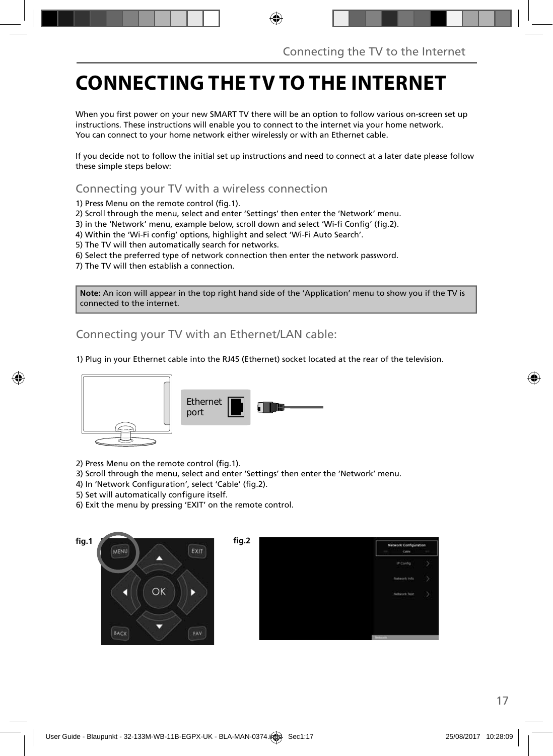# CONNECTING THE TV TO THE INTERNET

When you first power on your new SMART TV there will be an option to follow various on-screen set up instructions. These instructions will enable you to connect to the internet via your home network. You can connect to your home network either wirelessly or with an Ethernet cable.

If you decide not to follow the initial set up instructions and need to connect at a later date please follow these simple steps below:

## Connecting your TV with a wireless connection

1) Press Menu on the remote control (fig.1).
2) Scroll through the menu, select and enter 'Settings' then enter the 'Network' menu.
3) in the 'Network' menu, example below, scroll down and select 'Wi-fi Config' (fig.2).
4) Within the 'Wi-Fi config' options, highlight and select 'Wi-Fi Auto Search'.
5) The TV will then automatically search for networks.
6) Select the preferred type of network connection then enter the network password.
7) The TV will then establish a connection.

**Note:** An icon will appear in the top right hand side of the 'Application' menu to show you if the TV is connected to the internet.

## Connecting your TV with an Ethernet/LAN cable:

1) Plug in your Ethernet cable into the RJ45 (Ethernet) socket located at the rear of the television.

Ethernet port

2) Press Menu on the remote control (fig.1).
3) Scroll through the menu, select and enter 'Settings' then enter the 'Network' menu.
4) In 'Network Configuration', select 'Cable' (fig.2).
5) Set will automatically configure itself.
6) Exit the menu by pressing 'EXIT' on the remote control.

fig.1

fig.2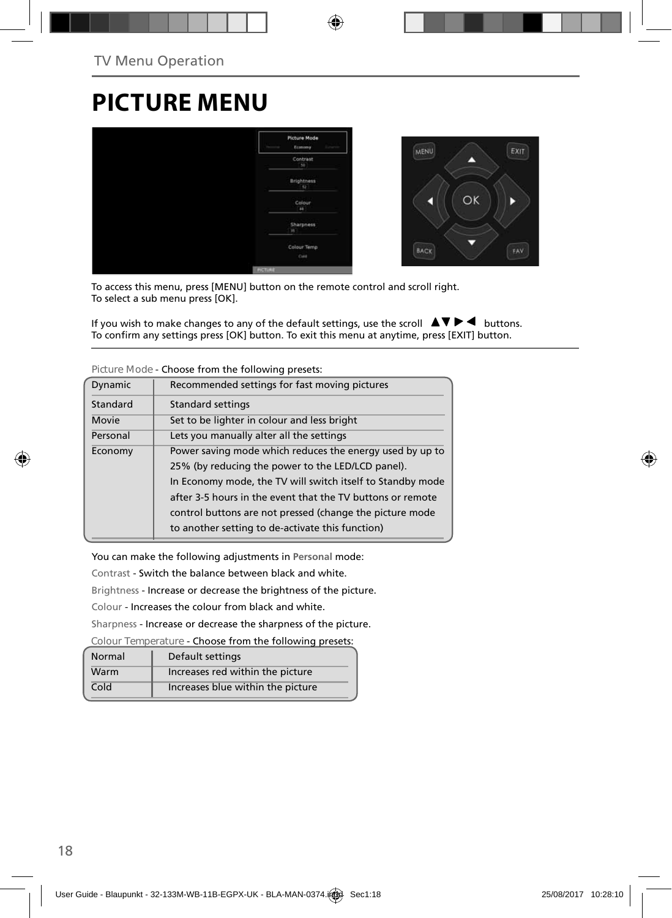TV Menu Operation

# PICTURE MENU

To access this menu, press [MENU] button on the remote control and scroll right.
To select a sub menu press [OK].

If you wish to make changes to any of the default settings, use the scroll ▲▼▶◀ buttons.
To confirm any settings press [OK] button. To exit this menu at anytime, press [EXIT] button.

Picture Mode - Choose from the following presets:

| | |
|---|---|
| Dynamic | Recommended settings for fast moving pictures |
| Standard | Standard settings |
| Movie | Set to be lighter in colour and less bright |
| Personal | Lets you manually alter all the settings |
| Economy | Power saving mode which reduces the energy used by up to 25% (by reducing the power to the LED/LCD panel). In Economy mode, the TV will switch itself to Standby mode after 3-5 hours in the event that the TV buttons or remote control buttons are not pressed (change the picture mode to another setting to de-activate this function) |

You can make the following adjustments in **Personal** mode:

Contrast - Switch the balance between black and white.

Brightness - Increase or decrease the brightness of the picture.

Colour - Increases the colour from black and white.

Sharpness - Increase or decrease the sharpness of the picture.

Colour Temperature - Choose from the following presets:

| | |
|---|---|
| Normal | Default settings |
| Warm | Increases red within the picture |
| Cold | Increases blue within the picture |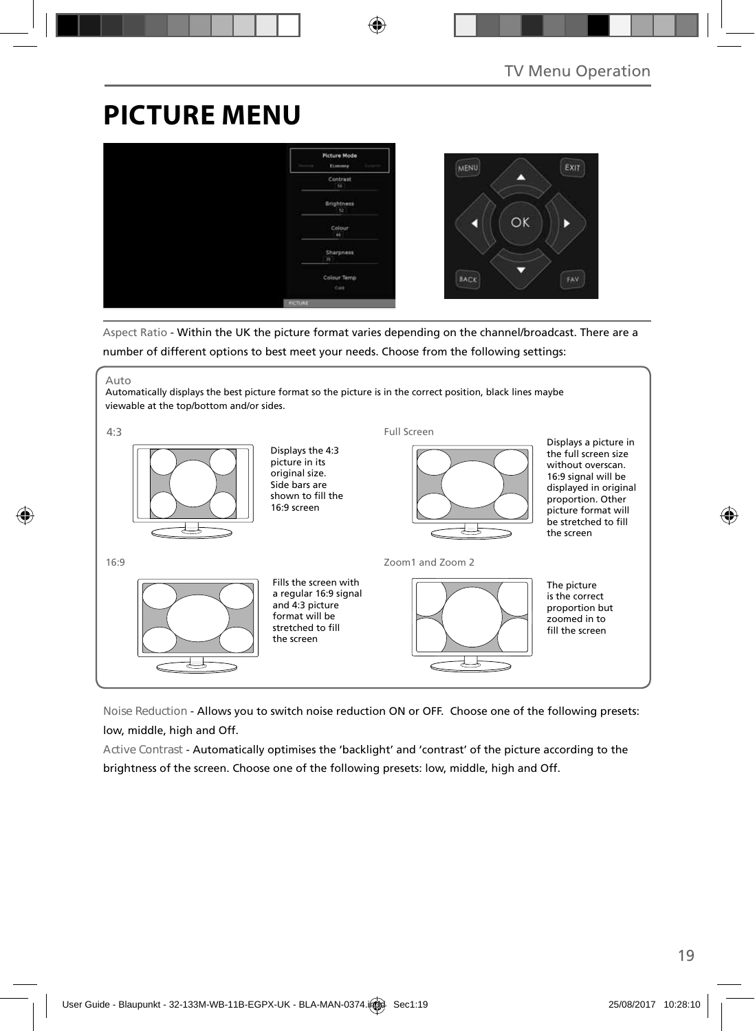# PICTURE MENU

Aspect Ratio - Within the UK the picture format varies depending on the channel/broadcast. There are a number of different options to best meet your needs. Choose from the following settings:

Auto

Automatically displays the best picture format so the picture is in the correct position, black lines maybe viewable at the top/bottom and/or sides.

4:3

Displays the 4:3 picture in its original size. Side bars are shown to fill the 16:9 screen

Full Screen

Displays a picture in the full screen size without overscan. 16:9 signal will be displayed in original proportion. Other picture format will be stretched to fill the screen

16:9

Fills the screen with a regular 16:9 signal and 4:3 picture format will be stretched to fill the screen

Zoom1 and Zoom 2

The picture is the correct proportion but zoomed in to fill the screen

Noise Reduction - Allows you to switch noise reduction ON or OFF. Choose one of the following presets: low, middle, high and Off.

Active Contrast - Automatically optimises the 'backlight' and 'contrast' of the picture according to the brightness of the screen. Choose one of the following presets: low, middle, high and Off.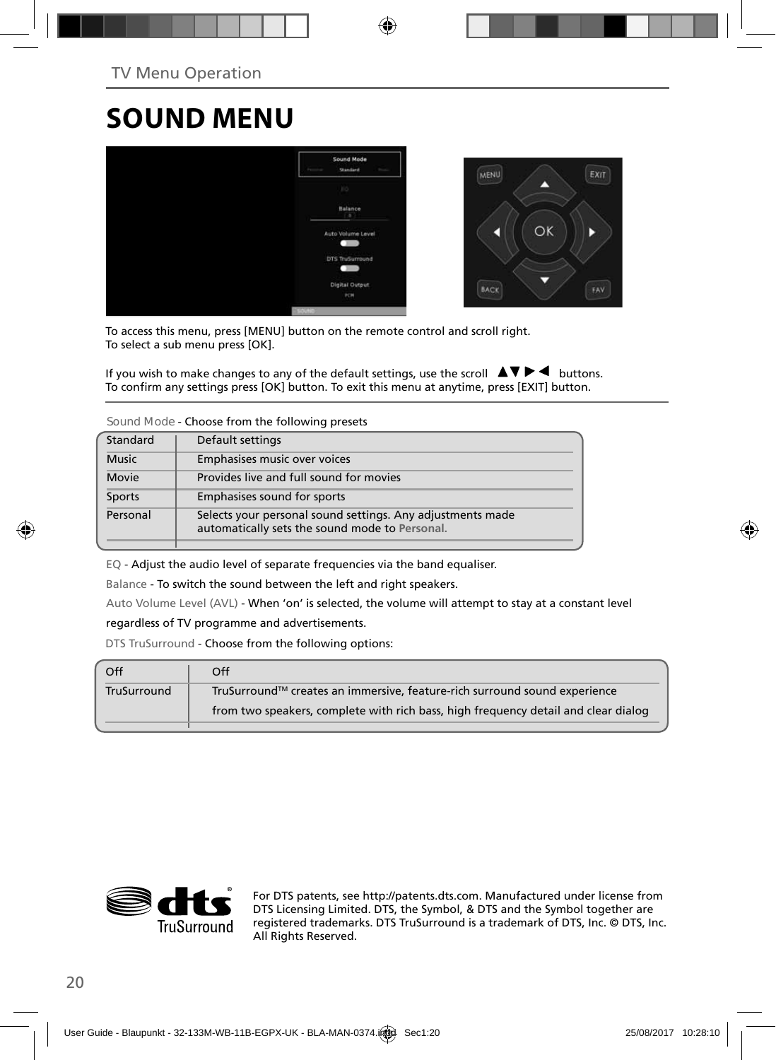# SOUND MENU

To access this menu, press [MENU] button on the remote control and scroll right.
To select a sub menu press [OK].

If you wish to make changes to any of the default settings, use the scroll ▲▼▶◀ buttons.
To confirm any settings press [OK] button. To exit this menu at anytime, press [EXIT] button.

Sound Mode - Choose from the following presets

| Standard | Default settings |
|---|---|
| Music | Emphasises music over voices |
| Movie | Provides live and full sound for movies |
| Sports | Emphasises sound for sports |
| Personal | Selects your personal sound settings. Any adjustments made automatically sets the sound mode to **Personal.** |

EQ - Adjust the audio level of separate frequencies via the band equaliser.

Balance - To switch the sound between the left and right speakers.

Auto Volume Level (AVL) - When 'on' is selected, the volume will attempt to stay at a constant level regardless of TV programme and advertisements.

DTS TruSurround - Choose from the following options:

| Off | Off |
|---|---|
| TruSurround | TruSurround™ creates an immersive, feature-rich surround sound experience from two speakers, complete with rich bass, high frequency detail and clear dialog |

For DTS patents, see http://patents.dts.com. Manufactured under license from DTS Licensing Limited. DTS, the Symbol, & DTS and the Symbol together are registered trademarks. DTS TruSurround is a trademark of DTS, Inc. © DTS, Inc. All Rights Reserved.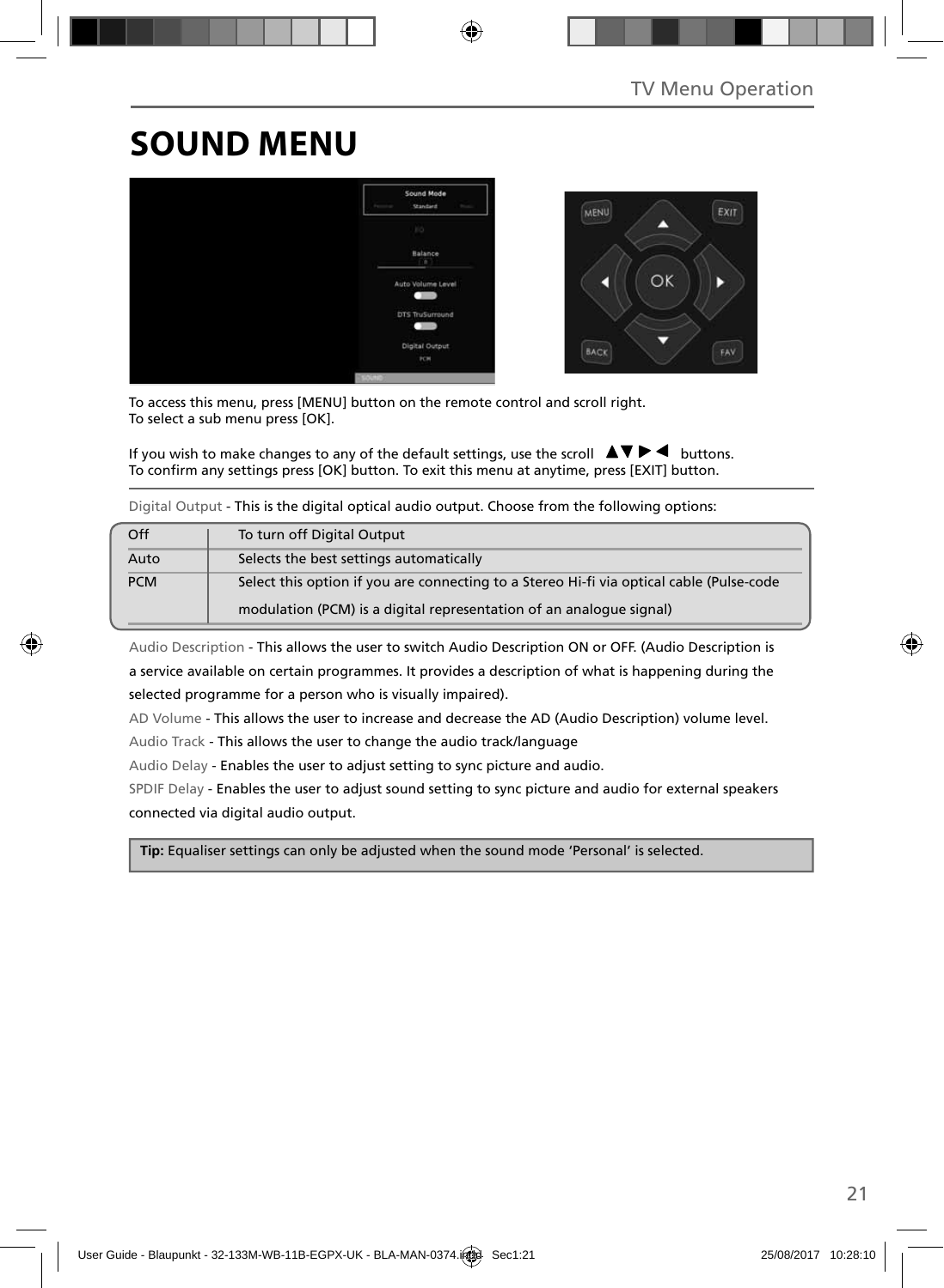# SOUND MENU

To access this menu, press [MENU] button on the remote control and scroll right.
To select a sub menu press [OK].

If you wish to make changes to any of the default settings, use the scroll ▲▼▶◀ buttons.
To confirm any settings press [OK] button. To exit this menu at anytime, press [EXIT] button.

Digital Output - This is the digital optical audio output. Choose from the following options:

| Off | To turn off Digital Output |
|---|---|
| Auto | Selects the best settings automatically |
| PCM | Select this option if you are connecting to a Stereo Hi-fi via optical cable (Pulse-code modulation (PCM) is a digital representation of an analogue signal) |

Audio Description - This allows the user to switch Audio Description ON or OFF. (Audio Description is a service available on certain programmes. It provides a description of what is happening during the selected programme for a person who is visually impaired).

AD Volume - This allows the user to increase and decrease the AD (Audio Description) volume level.

Audio Track - This allows the user to change the audio track/language

Audio Delay - Enables the user to adjust setting to sync picture and audio.

SPDIF Delay - Enables the user to adjust sound setting to sync picture and audio for external speakers connected via digital audio output.

**Tip:** Equaliser settings can only be adjusted when the sound mode 'Personal' is selected.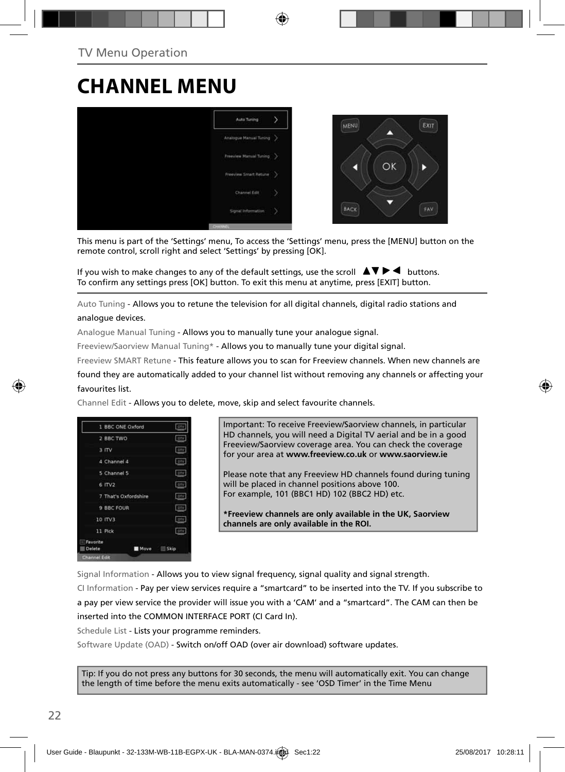# CHANNEL MENU

This menu is part of the 'Settings' menu, To access the 'Settings' menu, press the [MENU] button on the remote control, scroll right and select 'Settings' by pressing [OK].

If you wish to make changes to any of the default settings, use the scroll ▲▼▶◀ buttons.
To confirm any settings press [OK] button. To exit this menu at anytime, press [EXIT] button.

Auto Tuning - Allows you to retune the television for all digital channels, digital radio stations and analogue devices.

Analogue Manual Tuning - Allows you to manually tune your analogue signal.

Freeview/Saorview Manual Tuning* - Allows you to manually tune your digital signal.

Freeview SMART Retune - This feature allows you to scan for Freeview channels. When new channels are found they are automatically added to your channel list without removing any channels or affecting your favourites list.

Channel Edit - Allows you to delete, move, skip and select favourite channels.

Important: To receive Freeview/Saorview channels, in particular HD channels, you will need a Digital TV aerial and be in a good Freeview/Saorview coverage area. You can check the coverage for your area at **www.freeview.co.uk** or **www.saorview.ie**

Please note that any Freeview HD channels found during tuning will be placed in channel positions above 100.
For example, 101 (BBC1 HD) 102 (BBC2 HD) etc.

**\*Freeview channels are only available in the UK, Saorview channels are only available in the ROI.**

Signal Information - Allows you to view signal frequency, signal quality and signal strength.

CI Information - Pay per view services require a "smartcard" to be inserted into the TV. If you subscribe to a pay per view service the provider will issue you with a 'CAM' and a "smartcard". The CAM can then be inserted into the COMMON INTERFACE PORT (CI Card In).

Schedule List - Lists your programme reminders.

Software Update (OAD) - Switch on/off OAD (over air download) software updates.

Tip: If you do not press any buttons for 30 seconds, the menu will automatically exit. You can change the length of time before the menu exits automatically - see 'OSD Timer' in the Time Menu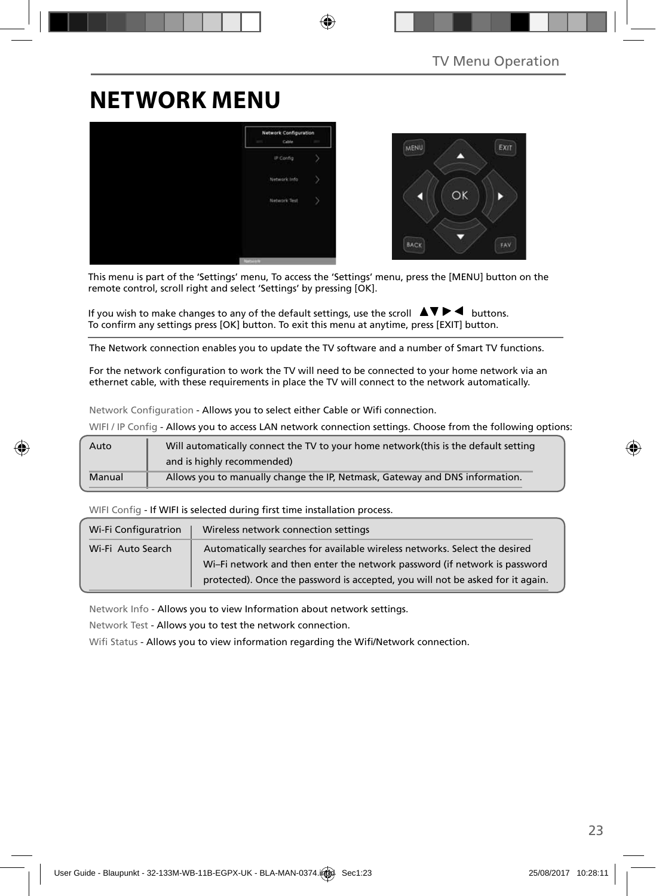# NETWORK MENU

This menu is part of the 'Settings' menu, To access the 'Settings' menu, press the [MENU] button on the remote control, scroll right and select 'Settings' by pressing [OK].

If you wish to make changes to any of the default settings, use the scroll ▲▼▶◀ buttons. To confirm any settings press [OK] button. To exit this menu at anytime, press [EXIT] button.

The Network connection enables you to update the TV software and a number of Smart TV functions.

For the network configuration to work the TV will need to be connected to your home network via an ethernet cable, with these requirements in place the TV will connect to the network automatically.

Network Configuration - Allows you to select either Cable or Wifi connection.

WIFI / IP Config - Allows you to access LAN network connection settings. Choose from the following options:

| Auto | Will automatically connect the TV to your home network(this is the default setting and is highly recommended) |
|---|---|
| Manual | Allows you to manually change the IP, Netmask, Gateway and DNS information. |

WIFI Config - If WIFI is selected during first time installation process.

| Wi-Fi Configuratrion | Wireless network connection settings |
|---|---|
| Wi-Fi Auto Search | Automatically searches for available wireless networks. Select the desired Wi–Fi network and then enter the network password (if network is password protected). Once the password is accepted, you will not be asked for it again. |

Network Info - Allows you to view Information about network settings.

Network Test - Allows you to test the network connection.

Wifi Status - Allows you to view information regarding the Wifi/Network connection.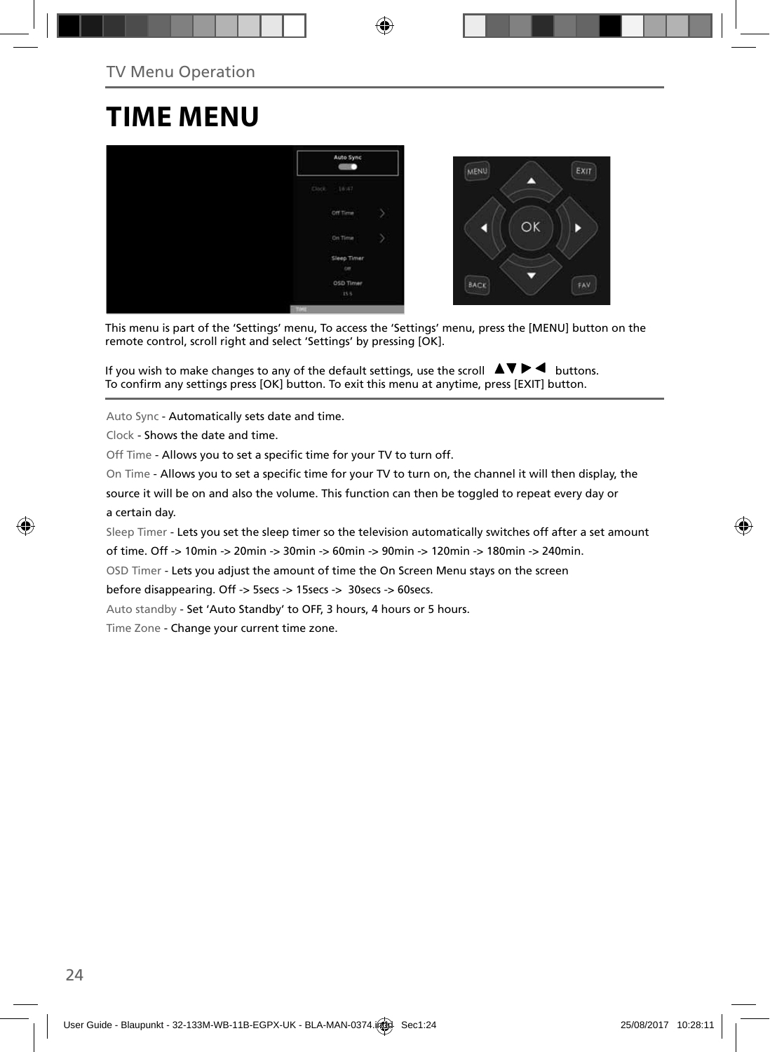# TIME MENU

This menu is part of the 'Settings' menu, To access the 'Settings' menu, press the [MENU] button on the remote control, scroll right and select 'Settings' by pressing [OK].

If you wish to make changes to any of the default settings, use the scroll ▲▼▶◀ buttons. To confirm any settings press [OK] button. To exit this menu at anytime, press [EXIT] button.

Auto Sync - Automatically sets date and time.

Clock - Shows the date and time.

Off Time - Allows you to set a specific time for your TV to turn off.

On Time - Allows you to set a specific time for your TV to turn on, the channel it will then display, the source it will be on and also the volume. This function can then be toggled to repeat every day or a certain day.

Sleep Timer - Lets you set the sleep timer so the television automatically switches off after a set amount of time. Off -> 10min -> 20min -> 30min -> 60min -> 90min -> 120min -> 180min -> 240min.

OSD Timer - Lets you adjust the amount of time the On Screen Menu stays on the screen before disappearing. Off -> 5secs -> 15secs -> 30secs -> 60secs.

Auto standby - Set 'Auto Standby' to OFF, 3 hours, 4 hours or 5 hours.

Time Zone - Change your current time zone.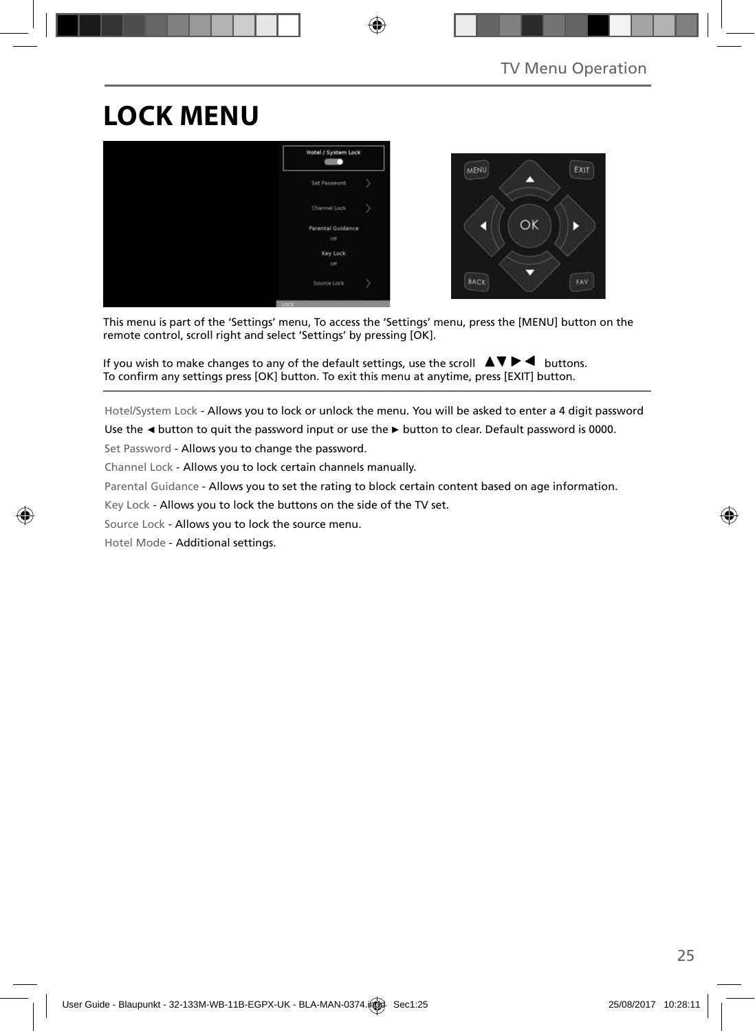# LOCK MENU

This menu is part of the 'Settings' menu, To access the 'Settings' menu, press the [MENU] button on the remote control, scroll right and select 'Settings' by pressing [OK].

If you wish to make changes to any of the default settings, use the scroll ▲▼ ▶ ◀ buttons.
To confirm any settings press [OK] button. To exit this menu at anytime, press [EXIT] button.

Hotel/System Lock - Allows you to lock or unlock the menu. You will be asked to enter a 4 digit password

Use the ◄ button to quit the password input or use the ► button to clear. Default password is 0000.

Set Password - Allows you to change the password.

Channel Lock - Allows you to lock certain channels manually.

Parental Guidance - Allows you to set the rating to block certain content based on age information.

Key Lock - Allows you to lock the buttons on the side of the TV set.

Source Lock - Allows you to lock the source menu.

Hotel Mode - Additional settings.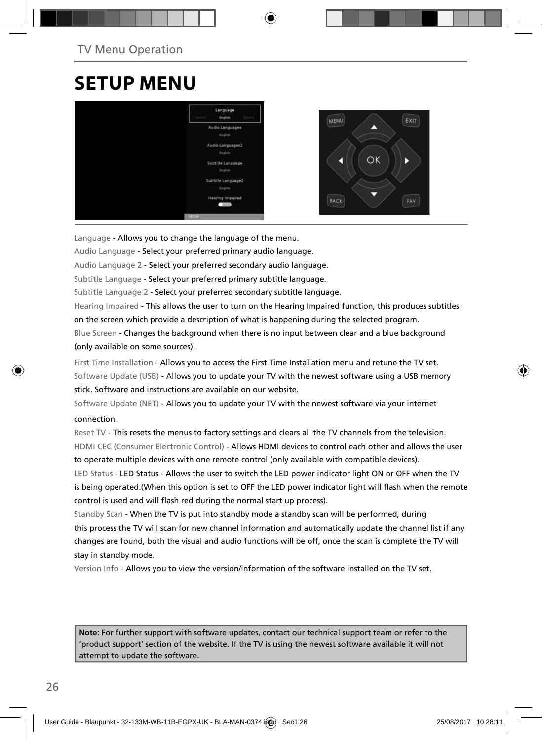# SETUP MENU

Language - Allows you to change the language of the menu.

Audio Language - Select your preferred primary audio language.

Audio Language 2 - Select your preferred secondary audio language.

Subtitle Language - Select your preferred primary subtitle language.

Subtitle Language 2 - Select your preferred secondary subtitle language.

Hearing Impaired - This allows the user to turn on the Hearing Impaired function, this produces subtitles on the screen which provide a description of what is happening during the selected program.

Blue Screen - Changes the background when there is no input between clear and a blue background (only available on some sources).

First Time Installation - Allows you to access the First Time Installation menu and retune the TV set.

Software Update (USB) - Allows you to update your TV with the newest software using a USB memory stick. Software and instructions are available on our website.

Software Update (NET) - Allows you to update your TV with the newest software via your internet connection.

Reset TV - This resets the menus to factory settings and clears all the TV channels from the television.

HDMI CEC (Consumer Electronic Control) - Allows HDMI devices to control each other and allows the user to operate multiple devices with one remote control (only available with compatible devices).

LED Status - LED Status - Allows the user to switch the LED power indicator light ON or OFF when the TV is being operated.(When this option is set to OFF the LED power indicator light will flash when the remote control is used and will flash red during the normal start up process).

Standby Scan - When the TV is put into standby mode a standby scan will be performed, during this process the TV will scan for new channel information and automatically update the channel list if any changes are found, both the visual and audio functions will be off, once the scan is complete the TV will stay in standby mode.

Version Info - Allows you to view the version/information of the software installed on the TV set.

**Note**: For further support with software updates, contact our technical support team or refer to the 'product support' section of the website. If the TV is using the newest software available it will not attempt to update the software.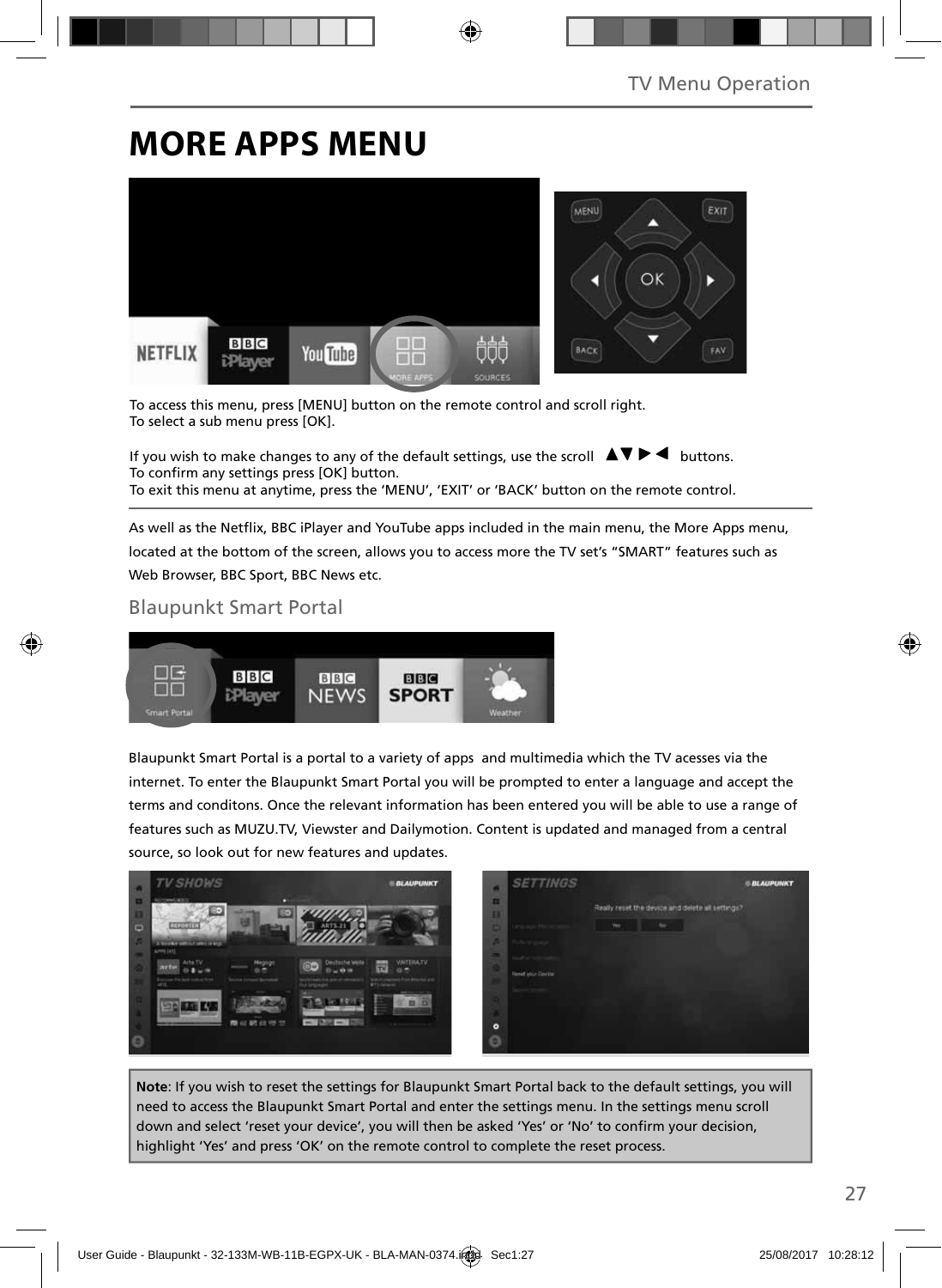# MORE APPS MENU

To access this menu, press [MENU] button on the remote control and scroll right.
To select a sub menu press [OK].

If you wish to make changes to any of the default settings, use the scroll ▲▼ ► ◄ buttons.
To confirm any settings press [OK] button.
To exit this menu at anytime, press the 'MENU', 'EXIT' or 'BACK' button on the remote control.

As well as the Netflix, BBC iPlayer and YouTube apps included in the main menu, the More Apps menu, located at the bottom of the screen, allows you to access more the TV set's "SMART" features such as Web Browser, BBC Sport, BBC News etc.

## Blaupunkt Smart Portal

Blaupunkt Smart Portal is a portal to a variety of apps and multimedia which the TV acesses via the internet. To enter the Blaupunkt Smart Portal you will be prompted to enter a language and accept the terms and conditons. Once the relevant information has been entered you will be able to use a range of features such as MUZU.TV, Viewster and Dailymotion. Content is updated and managed from a central source, so look out for new features and updates.

**Note**: If you wish to reset the settings for Blaupunkt Smart Portal back to the default settings, you will need to access the Blaupunkt Smart Portal and enter the settings menu. In the settings menu scroll down and select 'reset your device', you will then be asked 'Yes' or 'No' to confirm your decision, highlight 'Yes' and press 'OK' on the remote control to complete the reset process.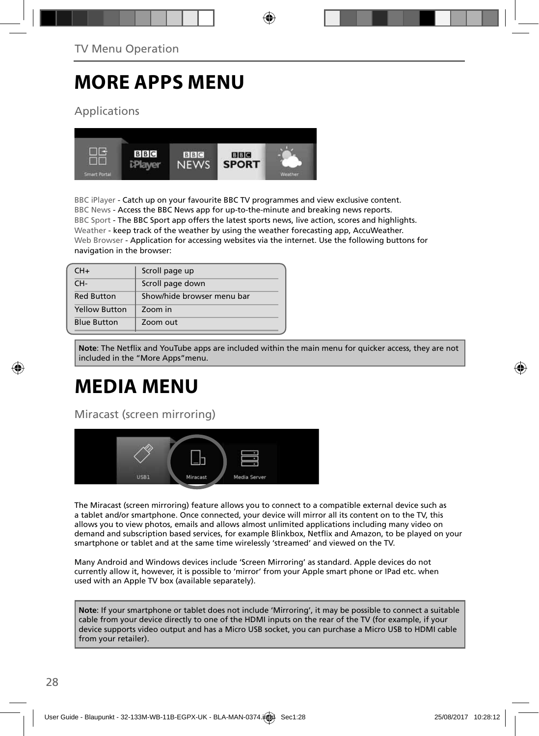# MORE APPS MENU

## Applications

BBC iPlayer - Catch up on your favourite BBC TV programmes and view exclusive content.
BBC News - Access the BBC News app for up-to-the-minute and breaking news reports.
BBC Sport - The BBC Sport app offers the latest sports news, live action, scores and highlights.
Weather - keep track of the weather by using the weather forecasting app, AccuWeather.
Web Browser - Application for accessing websites via the internet. Use the following buttons for navigation in the browser:

| | |
|---|---|
| CH+ | Scroll page up |
| CH- | Scroll page down |
| Red Button | Show/hide browser menu bar |
| Yellow Button | Zoom in |
| Blue Button | Zoom out |

**Note**: The Netflix and YouTube apps are included within the main menu for quicker access, they are not included in the “More Apps”menu.

# MEDIA MENU

## Miracast (screen mirroring)

The Miracast (screen mirroring) feature allows you to connect to a compatible external device such as a tablet and/or smartphone. Once connected, your device will mirror all its content on to the TV, this allows you to view photos, emails and allows almost unlimited applications including many video on demand and subscription based services, for example Blinkbox, Netflix and Amazon, to be played on your smartphone or tablet and at the same time wirelessly ‘streamed’ and viewed on the TV.

Many Android and Windows devices include ‘Screen Mirroring’ as standard. Apple devices do not currently allow it, however, it is possible to ‘mirror’ from your Apple smart phone or IPad etc. when used with an Apple TV box (available separately).

**Note**: If your smartphone or tablet does not include ‘Mirroring’, it may be possible to connect a suitable cable from your device directly to one of the HDMI inputs on the rear of the TV (for example, if your device supports video output and has a Micro USB socket, you can purchase a Micro USB to HDMI cable from your retailer).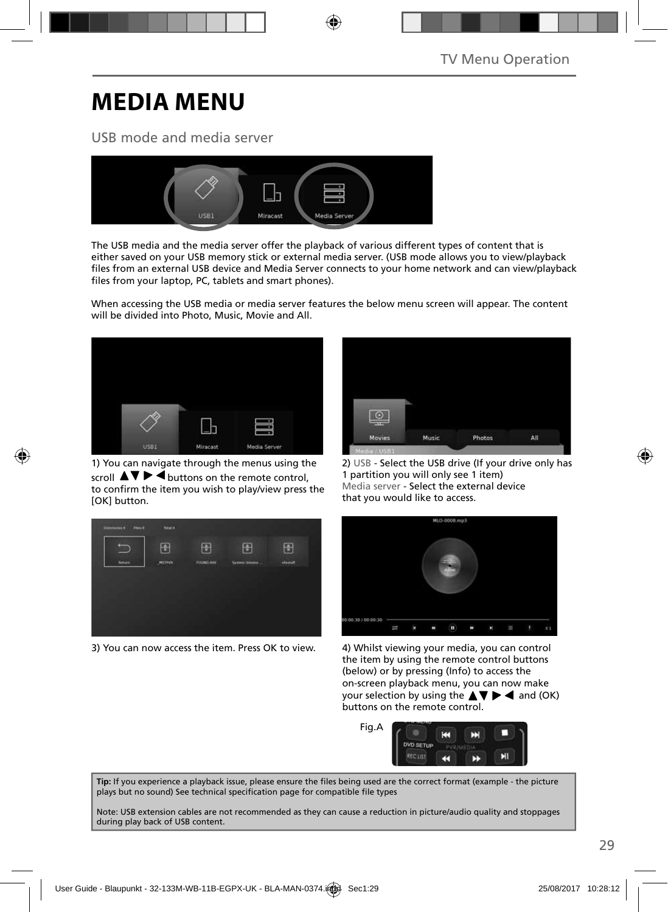# MEDIA MENU

## USB mode and media server

The USB media and the media server offer the playback of various different types of content that is either saved on your USB memory stick or external media server. (USB mode allows you to view/playback files from an external USB device and Media Server connects to your home network and can view/playback files from your laptop, PC, tablets and smart phones).

When accessing the USB media or media server features the below menu screen will appear. The content will be divided into Photo, Music, Movie and All.

1) You can navigate through the menus using the scroll ▲▼ ▶ ◀ buttons on the remote control, to confirm the item you wish to play/view press the [OK] button.

2) USB - Select the USB drive (If your drive only has 1 partition you will only see 1 item)
Media server - Select the external device that you would like to access.

3) You can now access the item. Press OK to view.

4) Whilst viewing your media, you can control the item by using the remote control buttons (below) or by pressing (Info) to access the on-screen playback menu, you can now make your selection by using the ▲▼ ▶ ◀ and (OK) buttons on the remote control.

Fig.A

**Tip:** If you experience a playback issue, please ensure the files being used are the correct format (example - the picture plays but no sound) See technical specification page for compatible file types

Note: USB extension cables are not recommended as they can cause a reduction in picture/audio quality and stoppages during play back of USB content.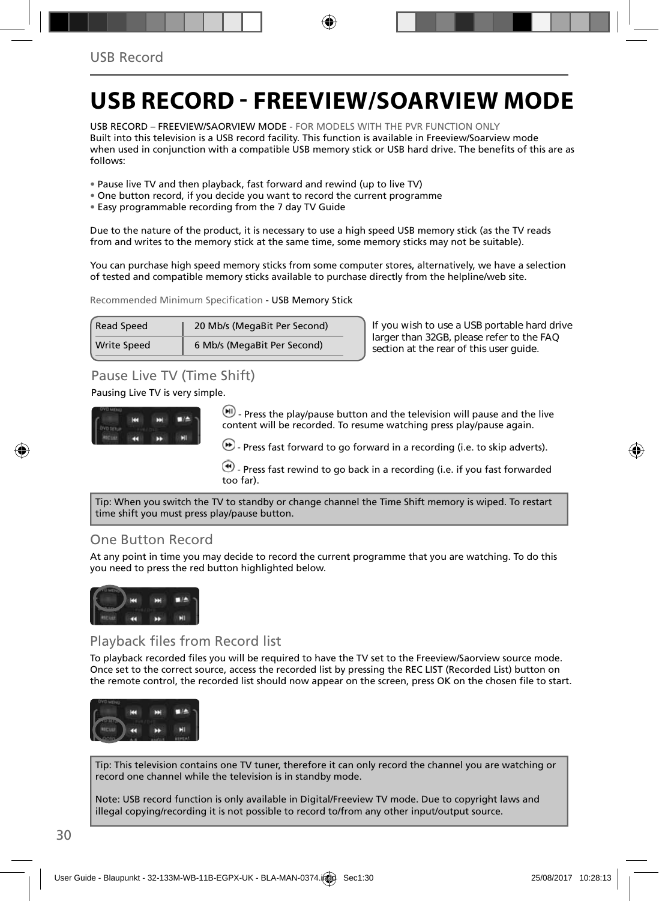# USB RECORD - FREEVIEW/SOARVIEW MODE

USB RECORD – FREEVIEW/SAORVIEW MODE - FOR MODELS WITH THE PVR FUNCTION ONLY
Built into this television is a USB record facility. This function is available in Freeview/Soarview mode when used in conjunction with a compatible USB memory stick or USB hard drive. The benefits of this are as follows:

- Pause live TV and then playback, fast forward and rewind (up to live TV)
- One button record, if you decide you want to record the current programme
- Easy programmable recording from the 7 day TV Guide

Due to the nature of the product, it is necessary to use a high speed USB memory stick (as the TV reads from and writes to the memory stick at the same time, some memory sticks may not be suitable).

You can purchase high speed memory sticks from some computer stores, alternatively, we have a selection of tested and compatible memory sticks available to purchase directly from the helpline/web site.

Recommended Minimum Specification - USB Memory Stick

| Read Speed | 20 Mb/s (MegaBit Per Second) |
|---|---|
| Write Speed | 6 Mb/s (MegaBit Per Second) |

If you wish to use a USB portable hard drive larger than 32GB, please refer to the FAQ section at the rear of this user guide.

## Pause Live TV (Time Shift)

Pausing Live TV is very simple.

- Press the play/pause button and the television will pause and the live content will be recorded. To resume watching press play/pause again.

- Press fast forward to go forward in a recording (i.e. to skip adverts).

- Press fast rewind to go back in a recording (i.e. if you fast forwarded too far).

Tip: When you switch the TV to standby or change channel the Time Shift memory is wiped. To restart time shift you must press play/pause button.

## One Button Record

At any point in time you may decide to record the current programme that you are watching. To do this you need to press the red button highlighted below.

## Playback files from Record list

To playback recorded files you will be required to have the TV set to the Freeview/Saorview source mode. Once set to the correct source, access the recorded list by pressing the REC LIST (Recorded List) button on the remote control, the recorded list should now appear on the screen, press OK on the chosen file to start.

Tip: This television contains one TV tuner, therefore it can only record the channel you are watching or record one channel while the television is in standby mode.

Note: USB record function is only available in Digital/Freeview TV mode. Due to copyright laws and illegal copying/recording it is not possible to record to/from any other input/output source.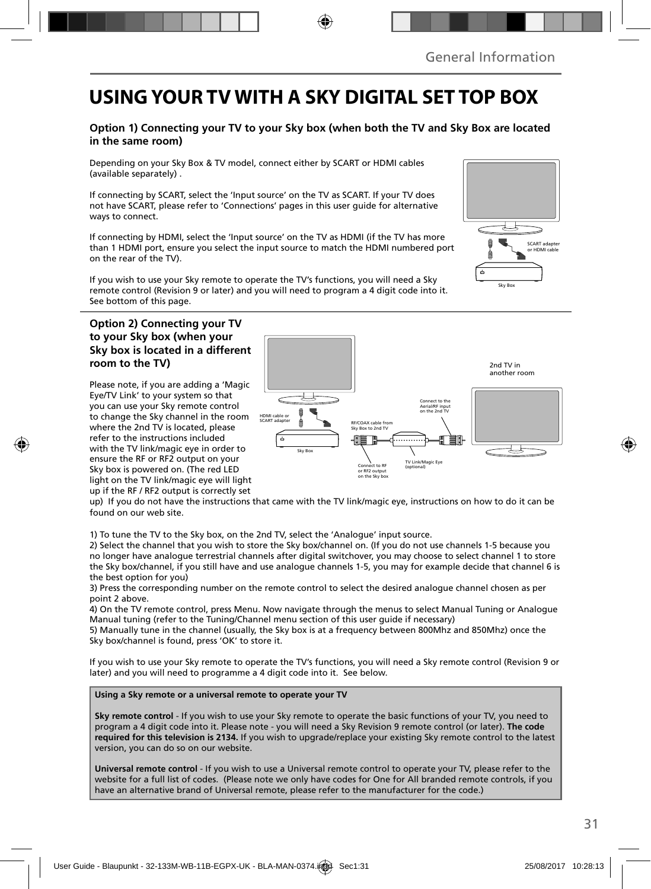# USING YOUR TV WITH A SKY DIGITAL SET TOP BOX

### Option 1) Connecting your TV to your Sky box (when both the TV and Sky Box are located in the same room)

Depending on your Sky Box & TV model, connect either by SCART or HDMI cables (available separately) .

If connecting by SCART, select the 'Input source' on the TV as SCART. If your TV does not have SCART, please refer to 'Connections' pages in this user guide for alternative ways to connect.

If connecting by HDMI, select the 'Input source' on the TV as HDMI (if the TV has more than 1 HDMI port, ensure you select the input source to match the HDMI numbered port on the rear of the TV).

If you wish to use your Sky remote to operate the TV's functions, you will need a Sky remote control (Revision 9 or later) and you will need to program a 4 digit code into it. See bottom of this page.

SCART adapter or HDMI cable

Sky Box

### Option 2) Connecting your TV to your Sky box (when your Sky box is located in a different room to the TV)

HDMI cable or SCART adapter

Sky Box

RF/COAX cable from Sky Box to 2nd TV

Connect to RF or RF2 output on the Sky box

TV Link/Magic Eye (optional)

Connect to the Aerial/RF input on the 2nd TV

2nd TV in another room

Please note, if you are adding a 'Magic Eye/TV Link' to your system so that you can use your Sky remote control to change the Sky channel in the room where the 2nd TV is located, please refer to the instructions included with the TV link/magic eye in order to ensure the RF or RF2 output on your Sky box is powered on. (The red LED light on the TV link/magic eye will light up if the RF / RF2 output is correctly set up) If you do not have the instructions that came with the TV link/magic eye, instructions on how to do it can be found on our web site.

1) To tune the TV to the Sky box, on the 2nd TV, select the 'Analogue' input source.
2) Select the channel that you wish to store the Sky box/channel on. (If you do not use channels 1-5 because you no longer have analogue terrestrial channels after digital switchover, you may choose to select channel 1 to store the Sky box/channel, if you still have and use analogue channels 1-5, you may for example decide that channel 6 is the best option for you)
3) Press the corresponding number on the remote control to select the desired analogue channel chosen as per point 2 above.
4) On the TV remote control, press Menu. Now navigate through the menus to select Manual Tuning or Analogue Manual tuning (refer to the Tuning/Channel menu section of this user guide if necessary)
5) Manually tune in the channel (usually, the Sky box is at a frequency between 800Mhz and 850Mhz) once the Sky box/channel is found, press 'OK' to store it.

If you wish to use your Sky remote to operate the TV's functions, you will need a Sky remote control (Revision 9 or later) and you will need to programme a 4 digit code into it. See below.

**Using a Sky remote or a universal remote to operate your TV**

**Sky remote control** - If you wish to use your Sky remote to operate the basic functions of your TV, you need to program a 4 digit code into it. Please note - you will need a Sky Revision 9 remote control (or later). **The code required for this television is 2134.** If you wish to upgrade/replace your existing Sky remote control to the latest version, you can do so on our website.

**Universal remote control** - If you wish to use a Universal remote control to operate your TV, please refer to the website for a full list of codes. (Please note we only have codes for One for All branded remote controls, if you have an alternative brand of Universal remote, please refer to the manufacturer for the code.)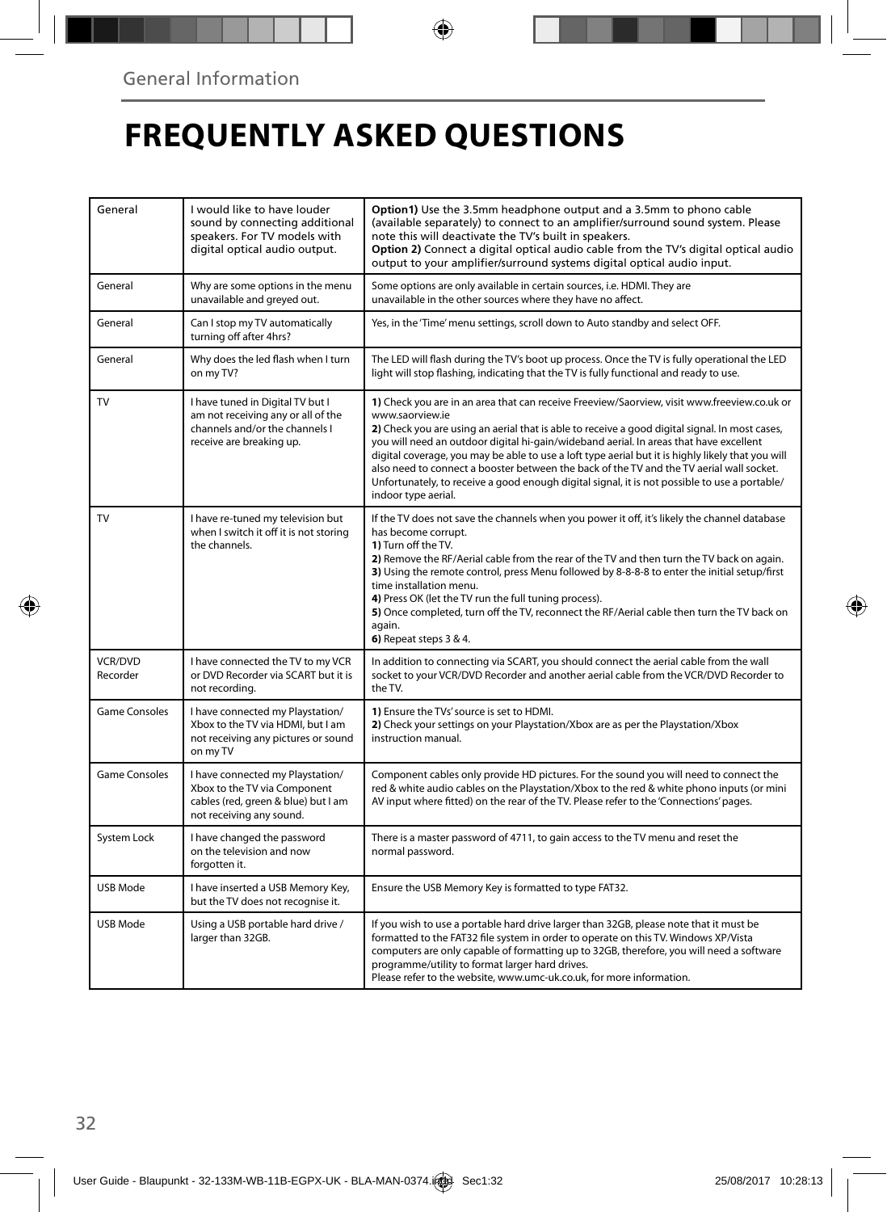General Information

# FREQUENTLY ASKED QUESTIONS

| | | |
|---|---|---|
| General | I would like to have louder sound by connecting additional speakers. For TV models with digital optical audio output. | **Option1)** Use the 3.5mm headphone output and a 3.5mm to phono cable (available separately) to connect to an amplifier/surround sound system. Please note this will deactivate the TV's built in speakers.<br>**Option 2)** Connect a digital optical audio cable from the TV's digital optical audio output to your amplifier/surround systems digital optical audio input. |
| General | Why are some options in the menu unavailable and greyed out. | Some options are only available in certain sources, i.e. HDMI. They are unavailable in the other sources where they have no affect. |
| General | Can I stop my TV automatically turning off after 4hrs? | Yes, in the 'Time' menu settings, scroll down to Auto standby and select OFF. |
| General | Why does the led flash when I turn on my TV? | The LED will flash during the TV's boot up process. Once the TV is fully operational the LED light will stop flashing, indicating that the TV is fully functional and ready to use. |
| TV | I have tuned in Digital TV but I am not receiving any or all of the channels and/or the channels I receive are breaking up. | **1)** Check you are in an area that can receive Freeview/Saorview, visit www.freeview.co.uk or www.saorview.ie<br>**2)** Check you are using an aerial that is able to receive a good digital signal. In most cases, you will need an outdoor digital hi-gain/wideband aerial. In areas that have excellent digital coverage, you may be able to use a loft type aerial but it is highly likely that you will also need to connect a booster between the back of the TV and the TV aerial wall socket. Unfortunately, to receive a good enough digital signal, it is not possible to use a portable/indoor type aerial. |
| TV | I have re-tuned my television but when I switch it off it is not storing the channels. | If the TV does not save the channels when you power it off, it's likely the channel database has become corrupt.<br>**1)** Turn off the TV.<br>**2)** Remove the RF/Aerial cable from the rear of the TV and then turn the TV back on again.<br>**3)** Using the remote control, press Menu followed by 8-8-8-8 to enter the initial setup/first time installation menu.<br>**4)** Press OK (let the TV run the full tuning process).<br>**5)** Once completed, turn off the TV, reconnect the RF/Aerial cable then turn the TV back on again.<br>**6)** Repeat steps 3 & 4. |
| VCR/DVD Recorder | I have connected the TV to my VCR or DVD Recorder via SCART but it is not recording. | In addition to connecting via SCART, you should connect the aerial cable from the wall socket to your VCR/DVD Recorder and another aerial cable from the VCR/DVD Recorder to the TV. |
| Game Consoles | I have connected my Playstation/ Xbox to the TV via HDMI, but I am not receiving any pictures or sound on my TV | **1)** Ensure the TVs' source is set to HDMI.<br>**2)** Check your settings on your Playstation/Xbox are as per the Playstation/Xbox instruction manual. |
| Game Consoles | I have connected my Playstation/ Xbox to the TV via Component cables (red, green & blue) but I am not receiving any sound. | Component cables only provide HD pictures. For the sound you will need to connect the red & white audio cables on the Playstation/Xbox to the red & white phono inputs (or mini AV input where fitted) on the rear of the TV. Please refer to the 'Connections' pages. |
| System Lock | I have changed the password on the television and now forgotten it. | There is a master password of 4711, to gain access to the TV menu and reset the normal password. |
| USB Mode | I have inserted a USB Memory Key, but the TV does not recognise it. | Ensure the USB Memory Key is formatted to type FAT32. |
| USB Mode | Using a USB portable hard drive / larger than 32GB. | If you wish to use a portable hard drive larger than 32GB, please note that it must be formatted to the FAT32 file system in order to operate on this TV. Windows XP/Vista computers are only capable of formatting up to 32GB, therefore, you will need a software programme/utility to format larger hard drives.<br>Please refer to the website, www.umc-uk.co.uk, for more information. |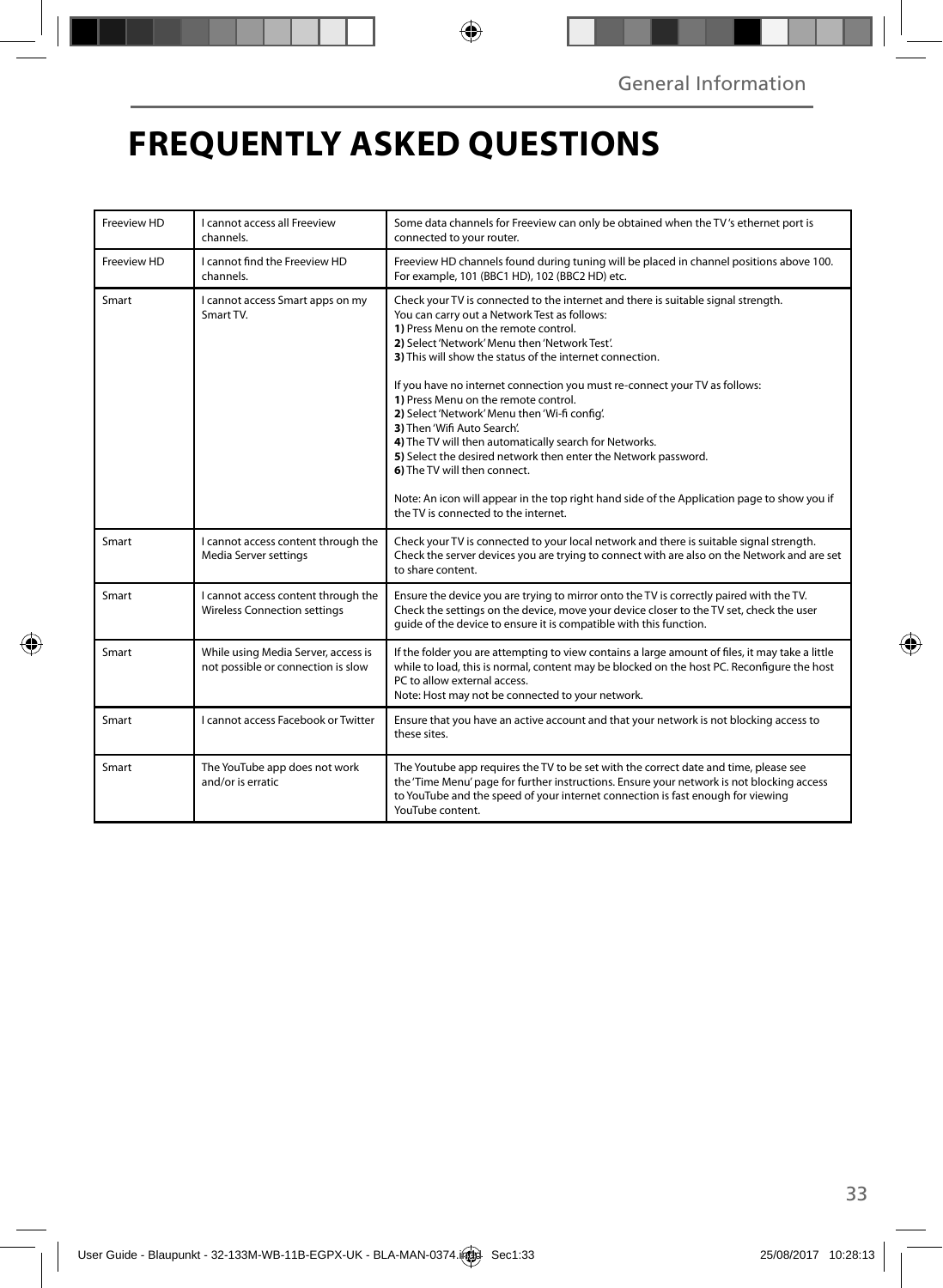# FREQUENTLY ASKED QUESTIONS

| | | |
|---|---|---|
| Freeview HD | I cannot access all Freeview channels. | Some data channels for Freeview can only be obtained when the TV 's ethernet port is connected to your router. |
| Freeview HD | I cannot find the Freeview HD channels. | Freeview HD channels found during tuning will be placed in channel positions above 100. For example, 101 (BBC1 HD), 102 (BBC2 HD) etc. |
| Smart | I cannot access Smart apps on my Smart TV. | Check your TV is connected to the internet and there is suitable signal strength.<br>You can carry out a Network Test as follows:<br>**1)** Press Menu on the remote control.<br>**2)** Select 'Network' Menu then 'Network Test'.<br>**3)** This will show the status of the internet connection.<br><br>If you have no internet connection you must re-connect your TV as follows:<br>**1)** Press Menu on the remote control.<br>**2)** Select 'Network' Menu then 'Wi-fi config'.<br>**3)** Then 'Wifi Auto Search'.<br>**4)** The TV will then automatically search for Networks.<br>**5)** Select the desired network then enter the Network password.<br>**6)** The TV will then connect.<br><br>Note: An icon will appear in the top right hand side of the Application page to show you if the TV is connected to the internet. |
| Smart | I cannot access content through the Media Server settings | Check your TV is connected to your local network and there is suitable signal strength. Check the server devices you are trying to connect with are also on the Network and are set to share content. |
| Smart | I cannot access content through the Wireless Connection settings | Ensure the device you are trying to mirror onto the TV is correctly paired with the TV. Check the settings on the device, move your device closer to the TV set, check the user guide of the device to ensure it is compatible with this function. |
| Smart | While using Media Server, access is not possible or connection is slow | If the folder you are attempting to view contains a large amount of files, it may take a little while to load, this is normal, content may be blocked on the host PC. Reconfigure the host PC to allow external access.<br>Note: Host may not be connected to your network. |
| Smart | I cannot access Facebook or Twitter | Ensure that you have an active account and that your network is not blocking access to these sites. |
| Smart | The YouTube app does not work and/or is erratic | The Youtube app requires the TV to be set with the correct date and time, please see the 'Time Menu' page for further instructions. Ensure your network is not blocking access to YouTube and the speed of your internet connection is fast enough for viewing YouTube content. |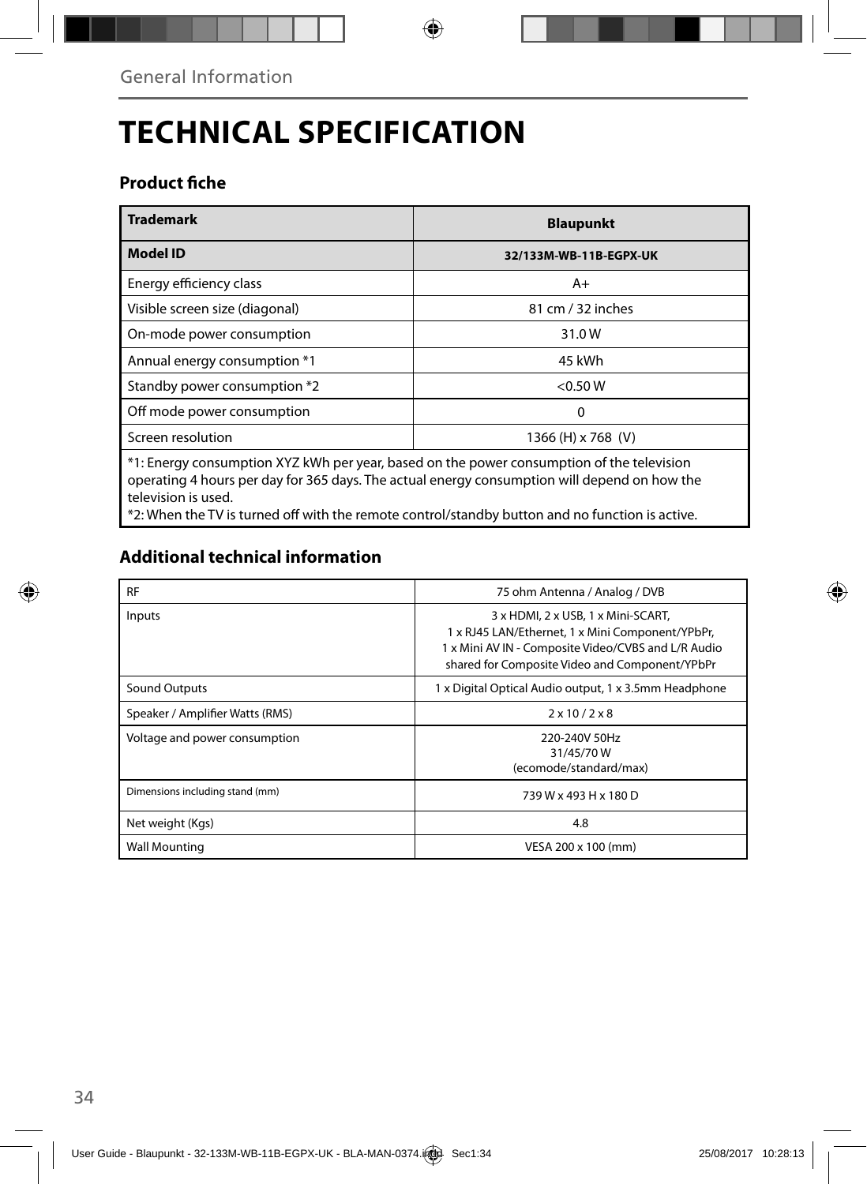# TECHNICAL SPECIFICATION

## Product fiche

| Trademark | Blaupunkt |
|---|---|
| **Model ID** | **32/133M-WB-11B-EGPX-UK** |
| Energy efficiency class | A+ |
| Visible screen size (diagonal) | 81 cm / 32 inches |
| On-mode power consumption | 31.0 W |
| Annual energy consumption *1 | 45 kWh |
| Standby power consumption *2 | <0.50 W |
| Off mode power consumption | 0 |
| Screen resolution | 1366 (H) x 768 (V) |

*1: Energy consumption XYZ kWh per year, based on the power consumption of the television operating 4 hours per day for 365 days. The actual energy consumption will depend on how the television is used.
*2: When the TV is turned off with the remote control/standby button and no function is active.

## Additional technical information

| RF | 75 ohm Antenna / Analog / DVB |
|---|---|
| Inputs | 3 x HDMI, 2 x USB, 1 x Mini-SCART, 1 x RJ45 LAN/Ethernet, 1 x Mini Component/YPbPr, 1 x Mini AV IN - Composite Video/CVBS and L/R Audio shared for Composite Video and Component/YPbPr |
| Sound Outputs | 1 x Digital Optical Audio output, 1 x 3.5mm Headphone |
| Speaker / Amplifier Watts (RMS) | 2 x 10 / 2 x 8 |
| Voltage and power consumption | 220-240V 50Hz 31/45/70 W (ecomode/standard/max) |
| Dimensions including stand (mm) | 739 W x 493 H x 180 D |
| Net weight (Kgs) | 4.8 |
| Wall Mounting | VESA 200 x 100 (mm) |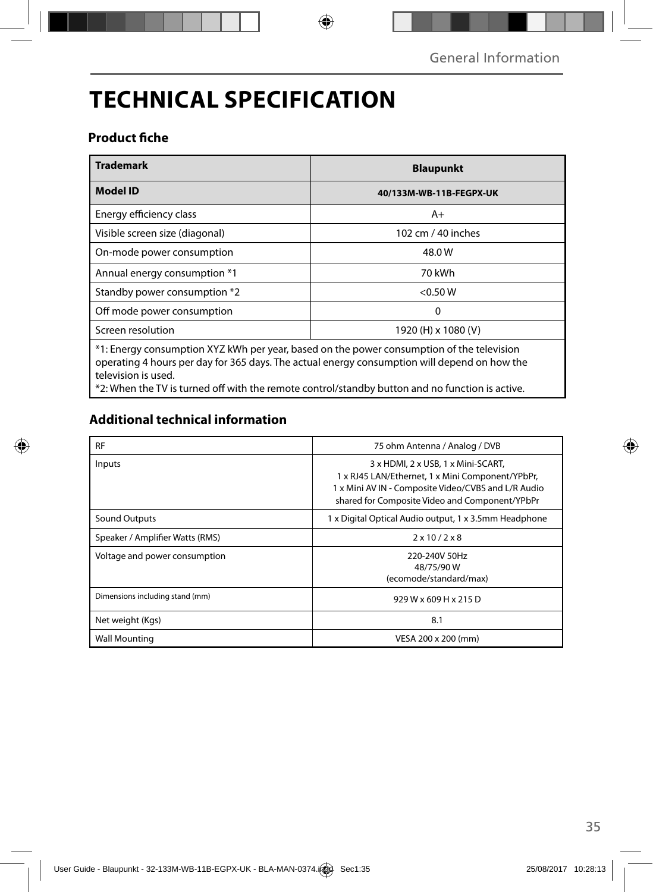# TECHNICAL SPECIFICATION

## Product fiche

| **Trademark** | **Blaupunkt** |
|---|---|
| **Model ID** | **40/133M-WB-11B-FEGPX-UK** |
| Energy efficiency class | A+ |
| Visible screen size (diagonal) | 102 cm / 40 inches |
| On-mode power consumption | 48.0 W |
| Annual energy consumption *1 | 70 kWh |
| Standby power consumption *2 | <0.50 W |
| Off mode power consumption | 0 |
| Screen resolution | 1920 (H) x 1080 (V) |

*1: Energy consumption XYZ kWh per year, based on the power consumption of the television operating 4 hours per day for 365 days. The actual energy consumption will depend on how the television is used.
*2: When the TV is turned off with the remote control/standby button and no function is active.

## Additional technical information

| | |
|---|---|
| RF | 75 ohm Antenna / Analog / DVB |
| Inputs | 3 x HDMI, 2 x USB, 1 x Mini-SCART, 1 x RJ45 LAN/Ethernet, 1 x Mini Component/YPbPr, 1 x Mini AV IN - Composite Video/CVBS and L/R Audio shared for Composite Video and Component/YPbPr |
| Sound Outputs | 1 x Digital Optical Audio output, 1 x 3.5mm Headphone |
| Speaker / Amplifier Watts (RMS) | 2 x 10 / 2 x 8 |
| Voltage and power consumption | 220-240V 50Hz 48/75/90 W (ecomode/standard/max) |
| Dimensions including stand (mm) | 929 W x 609 H x 215 D |
| Net weight (Kgs) | 8.1 |
| Wall Mounting | VESA 200 x 200 (mm) |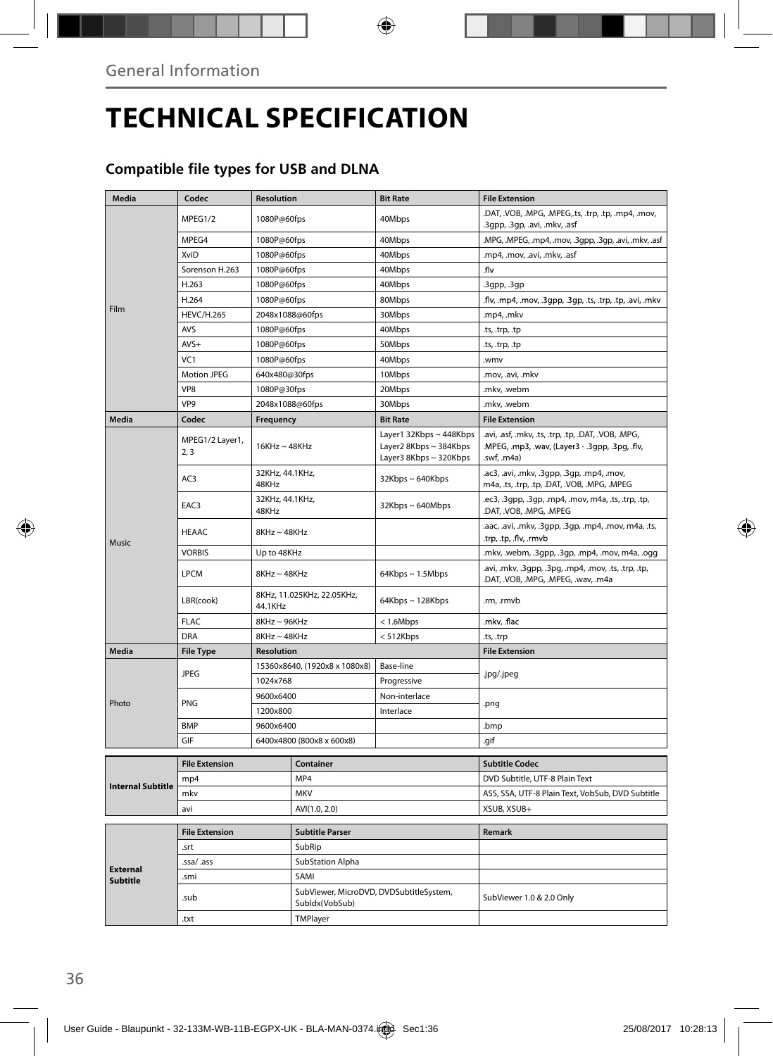General Information

# TECHNICAL SPECIFICATION

## Compatible file types for USB and DLNA

| Media | Codec | Resolution | Bit Rate | File Extension |
|---|---|---|---|---|
| Film | MPEG1/2 | 1080P@60fps | 40Mbps | .DAT, .VOB, .MPG, .MPEG,.ts, .trp, .tp, .mp4, .mov, .3gpp, .3gp, .avi, .mkv, .asf |
| | MPEG4 | 1080P@60fps | 40Mbps | .MPG, .MPEG, .mp4, .mov, .3gpp, .3gp, .avi, .mkv, .asf |
| | XviD | 1080P@60fps | 40Mbps | .mp4, .mov, .avi, .mkv, .asf |
| | Sorenson H.263 | 1080P@60fps | 40Mbps | .flv |
| | H.263 | 1080P@60fps | 40Mbps | .3gpp, .3gp |
| | H.264 | 1080P@60fps | 80Mbps | .flv, .mp4, .mov, .3gpp, .3gp, .ts, .trp, .tp, .avi, .mkv |
| | HEVC/H.265 | 2048x1088@60fps | 30Mbps | .mp4, .mkv |
| | AVS | 1080P@60fps | 40Mbps | .ts, .trp, .tp |
| | AVS+ | 1080P@60fps | 50Mbps | .ts, .trp, .tp |
| | VC1 | 1080P@60fps | 40Mbps | .wmv |
| | Motion JPEG | 640x480@30fps | 10Mbps | .mov, .avi, .mkv |
| | VP8 | 1080P@30fps | 20Mbps | .mkv, .webm |
| | VP9 | 2048x1088@60fps | 30Mbps | .mkv, .webm |
| **Media** | **Codec** | **Frequency** | **Bit Rate** | **File Extension** |
| Music | MPEG1/2 Layer1, 2, 3 | 16KHz ~ 48KHz | Layer1 32Kbps ~ 448Kbps Layer2 8Kbps ~ 384Kbps Layer3 8Kbps ~ 320Kbps | .avi, .asf, .mkv, .ts, .trp, .tp, .DAT, .VOB, .MPG, .MPEG, .mp3, .wav, (Layer3 - .3gpp, .3pg, .flv, .swf, .m4a) |
| | AC3 | 32KHz, 44.1KHz, 48KHz | 32Kbps ~ 640Kbps | .ac3, .avi, .mkv, .3gpp, .3gp, .mp4, .mov, m4a, .ts, .trp, .tp, .DAT, .VOB, .MPG, .MPEG |
| | EAC3 | 32KHz, 44.1KHz, 48KHz | 32Kbps ~ 640Mbps | .ec3, .3gpp, .3gp, .mp4, .mov, m4a, .ts, .trp, .tp, .DAT, .VOB, .MPG, .MPEG |
| | HEAAC | 8KHz ~ 48KHz | | .aac, .avi, .mkv, .3gpp, .3gp, .mp4, .mov, m4a, .ts, .trp, .tp, .flv, .rmvb |
| | VORBIS | Up to 48KHz | | .mkv, .webm, .3gpp, .3gp, .mp4, .mov, m4a, .ogg |
| | LPCM | 8KHz ~ 48KHz | 64Kbps ~ 1.5Mbps | .avi, .mkv, .3gpp, .3pg, .mp4, .mov, .ts, .trp, .tp, .DAT, .VOB, .MPG, .MPEG, .wav, .m4a |
| | LBR(cook) | 8KHz, 11.025KHz, 22.05KHz, 44.1KHz | 64Kbps ~ 128Kbps | .rm, .rmvb |
| | FLAC | 8KHz ~ 96KHz | < 1.6Mbps | .mkv, .flac |
| | DRA | 8KHz ~ 48KHz | < 512Kbps | .ts, .trp |
| **Media** | **File Type** | **Resolution** | | **File Extension** |
| Photo | JPEG | 15360x8640, (1920x8 x 1080x8) | Base-line | .jpg/.jpeg |
| | | 1024x768 | Progressive | |
| | PNG | 9600x6400 | Non-interlace | .png |
| | | 1200x800 | Interlace | |
| | BMP | 9600x6400 | | .bmp |
| | GIF | 6400x4800 (800x8 x 600x8) | | .gif |

| | File Extension | Container | Subtitle Codec |
|---|---|---|---|
| **Internal Subtitle** | mp4 | MP4 | DVD Subtitle, UTF-8 Plain Text |
| | mkv | MKV | ASS, SSA, UTF-8 Plain Text, VobSub, DVD Subtitle |
| | avi | AVI(1.0, 2.0) | XSUB, XSUB+ |

| | File Extension | Subtitle Parser | Remark |
|---|---|---|---|
| **External Subtitle** | .srt | SubRip | |
| | .ssa/ .ass | SubStation Alpha | |
| | .smi | SAMI | |
| | .sub | SubViewer, MicroDVD, DVDSubtitleSystem, SubIdx(VobSub) | SubViewer 1.0 & 2.0 Only |
| | .txt | TMPlayer | |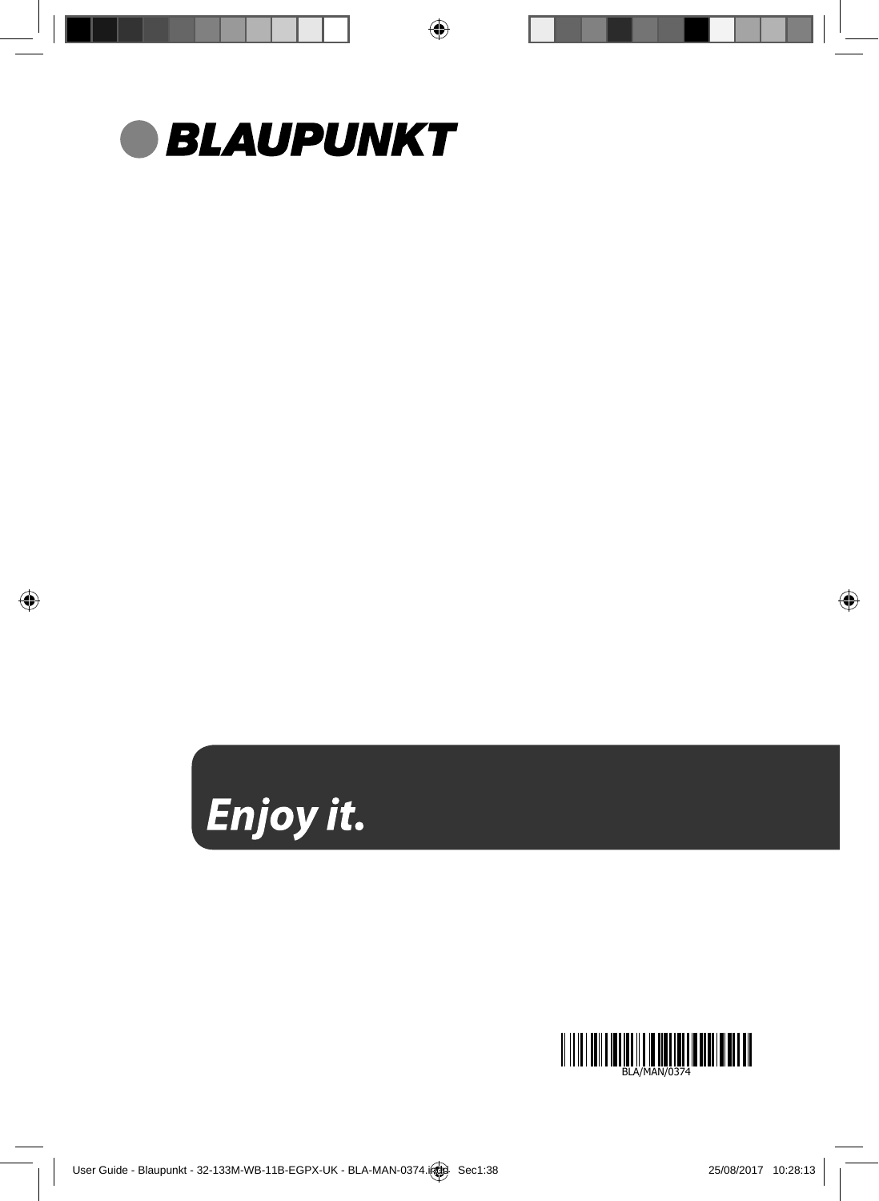BLAUPUNKT

*Enjoy it.*

BLA/MAN/0374